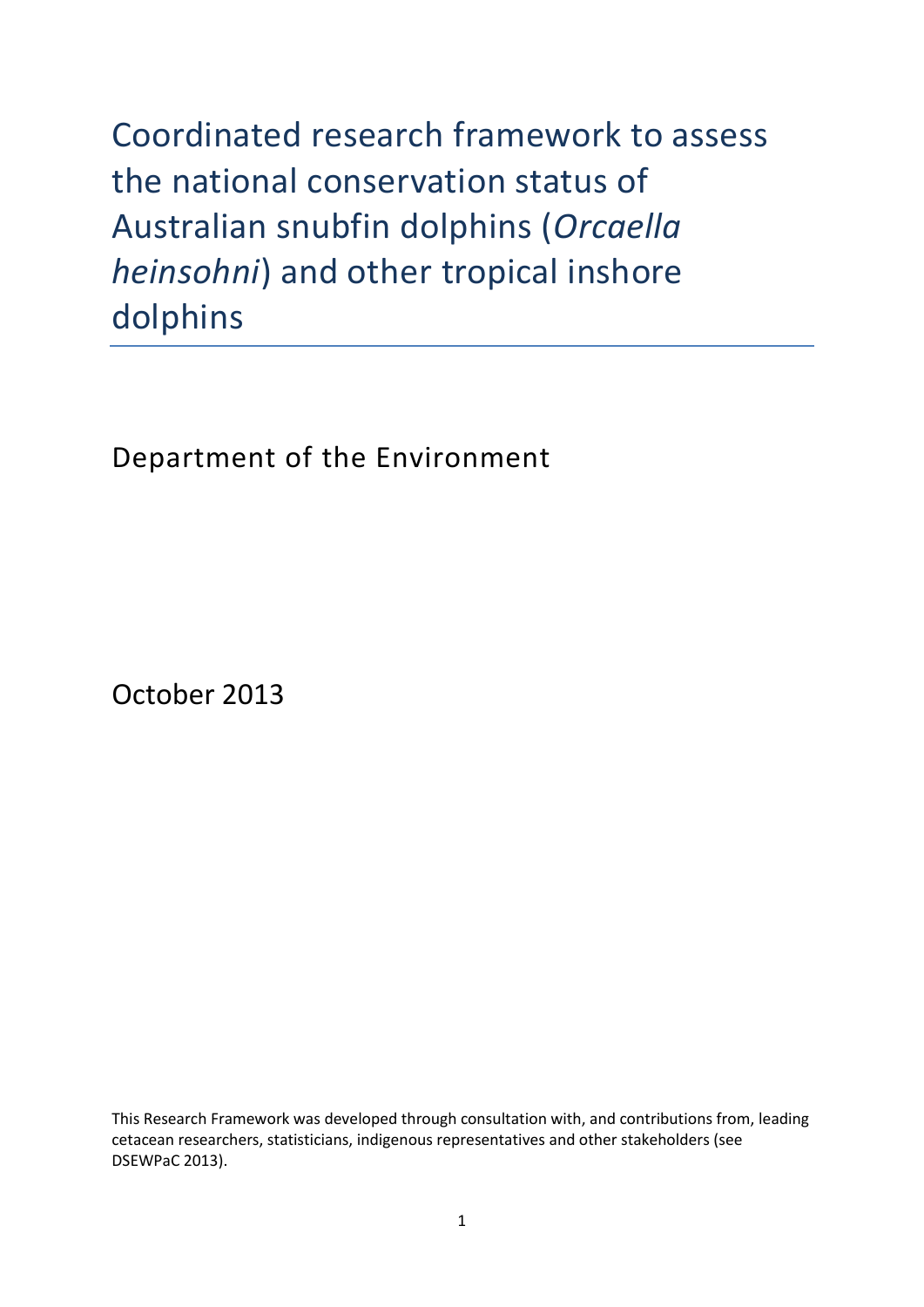# Coordinated research framework to assess the national conservation status of Australian snubfin dolphins (*Orcaella heinsohni*) and other tropical inshore dolphins

Department of the Environment

October 2013

This Research Framework was developed through consultation with, and contributions from, leading cetacean researchers, statisticians, indigenous representatives and other stakeholders (see DSEWPaC 2013).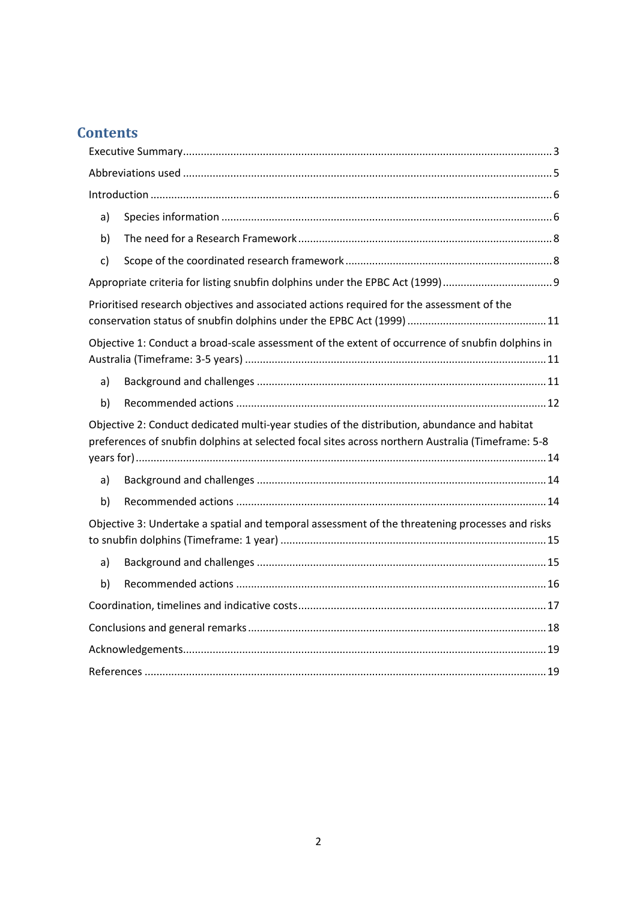## Contents

- Executive Summary ........ 3
- Abbreviations used ........ 5
- Introduction ........ 6
  - a) Species information ........ 6
  - b) The need for a Research Framework ........ 8
  - c) Scope of the coordinated research framework ........ 8
- Appropriate criteria for listing snubfin dolphins under the EPBC Act (1999) ........ 9
- Prioritised research objectives and associated actions required for the assessment of the conservation status of snubfin dolphins under the EPBC Act (1999) ........ 11
- Objective 1: Conduct a broad-scale assessment of the extent of occurrence of snubfin dolphins in Australia (Timeframe: 3-5 years) ........ 11
  - a) Background and challenges ........ 11
  - b) Recommended actions ........ 12
- Objective 2: Conduct dedicated multi-year studies of the distribution, abundance and habitat preferences of snubfin dolphins at selected focal sites across northern Australia (Timeframe: 5-8 years for) ........ 14
  - a) Background and challenges ........ 14
  - b) Recommended actions ........ 14
- Objective 3: Undertake a spatial and temporal assessment of the threatening processes and risks to snubfin dolphins (Timeframe: 1 year) ........ 15
  - a) Background and challenges ........ 15
  - b) Recommended actions ........ 16
- Coordination, timelines and indicative costs ........ 17
- Conclusions and general remarks ........ 18
- Acknowledgements ........ 19
- References ........ 19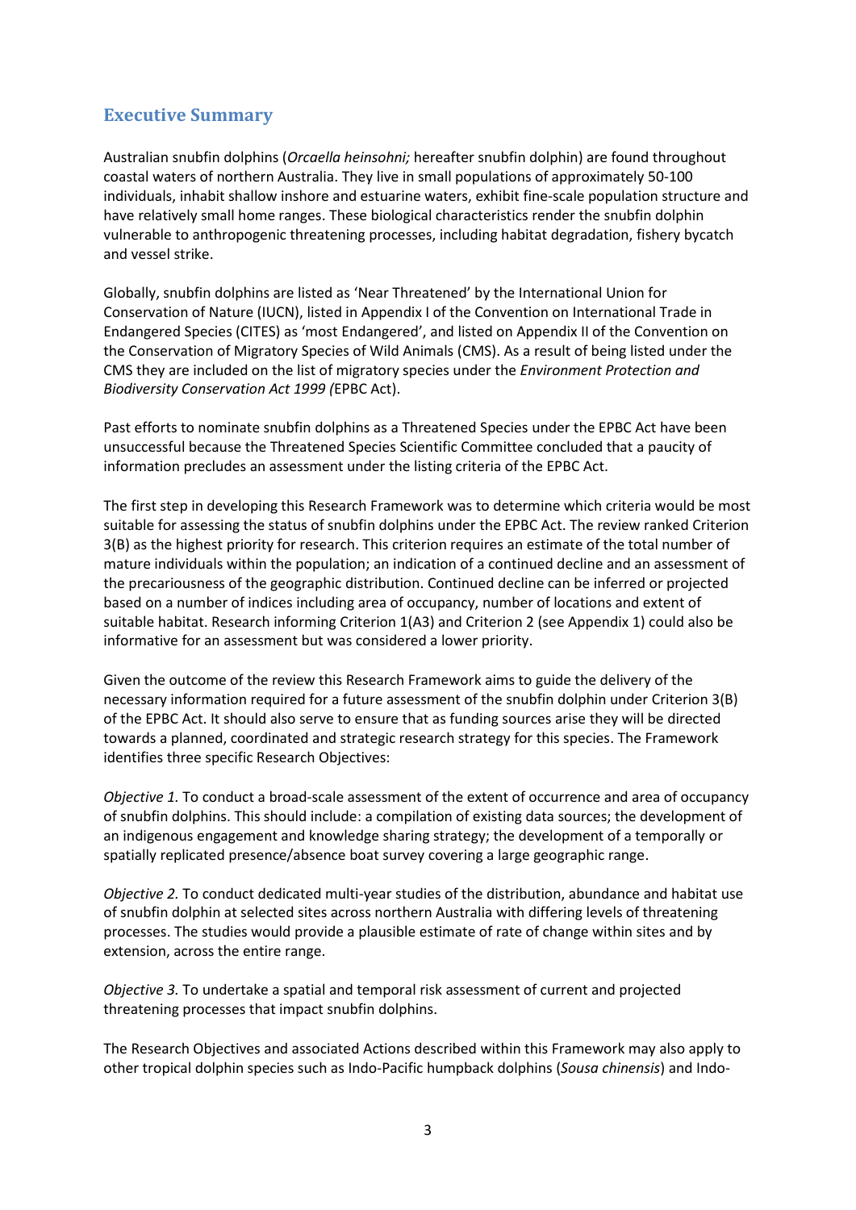## Executive Summary

Australian snubfin dolphins (*Orcaella heinsohni;* hereafter snubfin dolphin) are found throughout coastal waters of northern Australia. They live in small populations of approximately 50-100 individuals, inhabit shallow inshore and estuarine waters, exhibit fine-scale population structure and have relatively small home ranges. These biological characteristics render the snubfin dolphin vulnerable to anthropogenic threatening processes, including habitat degradation, fishery bycatch and vessel strike.

Globally, snubfin dolphins are listed as 'Near Threatened' by the International Union for Conservation of Nature (IUCN), listed in Appendix I of the Convention on International Trade in Endangered Species (CITES) as 'most Endangered', and listed on Appendix II of the Convention on the Conservation of Migratory Species of Wild Animals (CMS). As a result of being listed under the CMS they are included on the list of migratory species under the *Environment Protection and Biodiversity Conservation Act 1999 (*EPBC Act).

Past efforts to nominate snubfin dolphins as a Threatened Species under the EPBC Act have been unsuccessful because the Threatened Species Scientific Committee concluded that a paucity of information precludes an assessment under the listing criteria of the EPBC Act.

The first step in developing this Research Framework was to determine which criteria would be most suitable for assessing the status of snubfin dolphins under the EPBC Act. The review ranked Criterion 3(B) as the highest priority for research. This criterion requires an estimate of the total number of mature individuals within the population; an indication of a continued decline and an assessment of the precariousness of the geographic distribution. Continued decline can be inferred or projected based on a number of indices including area of occupancy, number of locations and extent of suitable habitat. Research informing Criterion 1(A3) and Criterion 2 (see Appendix 1) could also be informative for an assessment but was considered a lower priority.

Given the outcome of the review this Research Framework aims to guide the delivery of the necessary information required for a future assessment of the snubfin dolphin under Criterion 3(B) of the EPBC Act. It should also serve to ensure that as funding sources arise they will be directed towards a planned, coordinated and strategic research strategy for this species. The Framework identifies three specific Research Objectives:

*Objective 1.* To conduct a broad-scale assessment of the extent of occurrence and area of occupancy of snubfin dolphins. This should include: a compilation of existing data sources; the development of an indigenous engagement and knowledge sharing strategy; the development of a temporally or spatially replicated presence/absence boat survey covering a large geographic range.

*Objective 2.* To conduct dedicated multi-year studies of the distribution, abundance and habitat use of snubfin dolphin at selected sites across northern Australia with differing levels of threatening processes. The studies would provide a plausible estimate of rate of change within sites and by extension, across the entire range.

*Objective 3.* To undertake a spatial and temporal risk assessment of current and projected threatening processes that impact snubfin dolphins.

The Research Objectives and associated Actions described within this Framework may also apply to other tropical dolphin species such as Indo-Pacific humpback dolphins (*Sousa chinensis*) and Indo-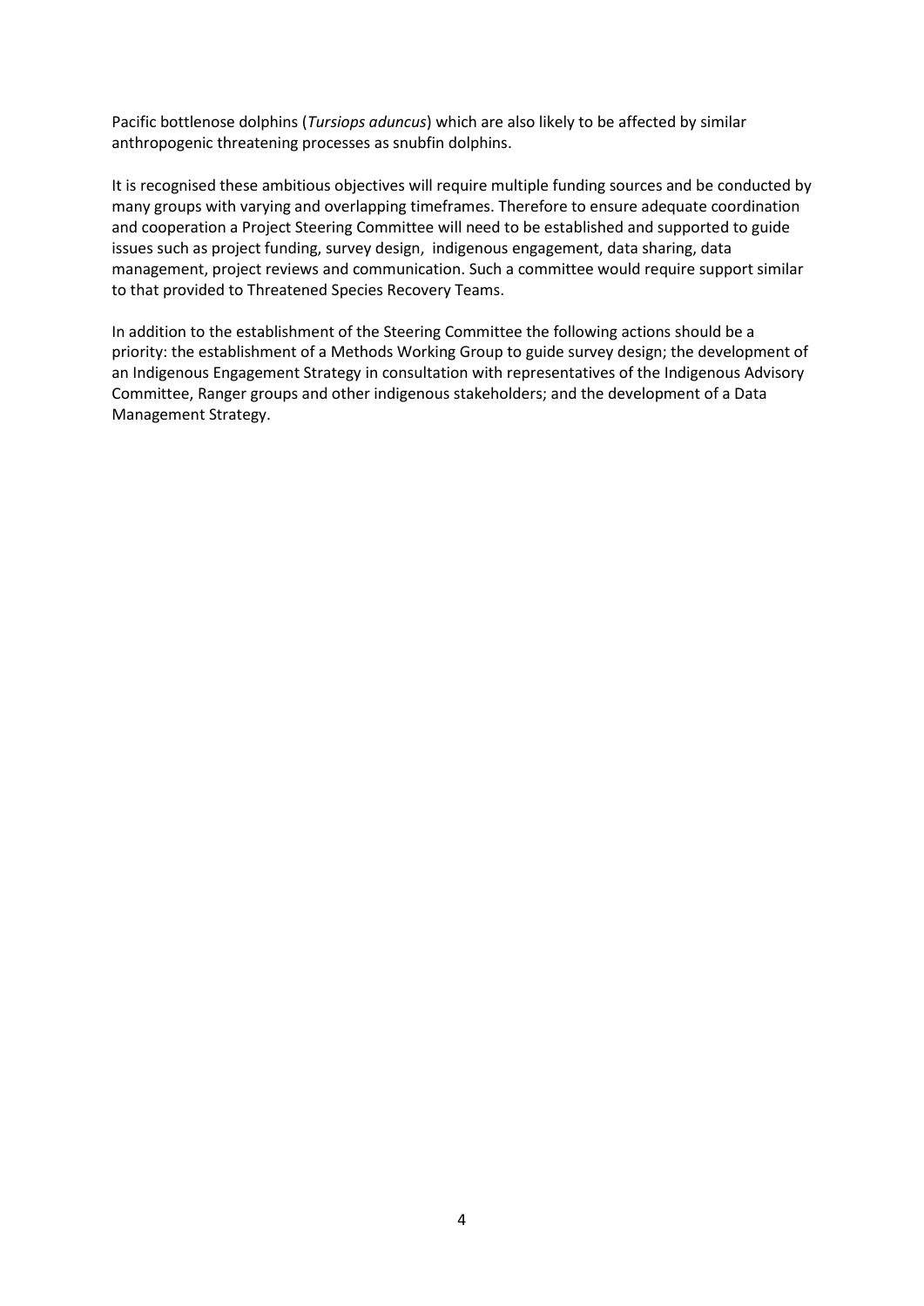Pacific bottlenose dolphins (*Tursiops aduncus*) which are also likely to be affected by similar anthropogenic threatening processes as snubfin dolphins.

It is recognised these ambitious objectives will require multiple funding sources and be conducted by many groups with varying and overlapping timeframes. Therefore to ensure adequate coordination and cooperation a Project Steering Committee will need to be established and supported to guide issues such as project funding, survey design, indigenous engagement, data sharing, data management, project reviews and communication. Such a committee would require support similar to that provided to Threatened Species Recovery Teams.

In addition to the establishment of the Steering Committee the following actions should be a priority: the establishment of a Methods Working Group to guide survey design; the development of an Indigenous Engagement Strategy in consultation with representatives of the Indigenous Advisory Committee, Ranger groups and other indigenous stakeholders; and the development of a Data Management Strategy.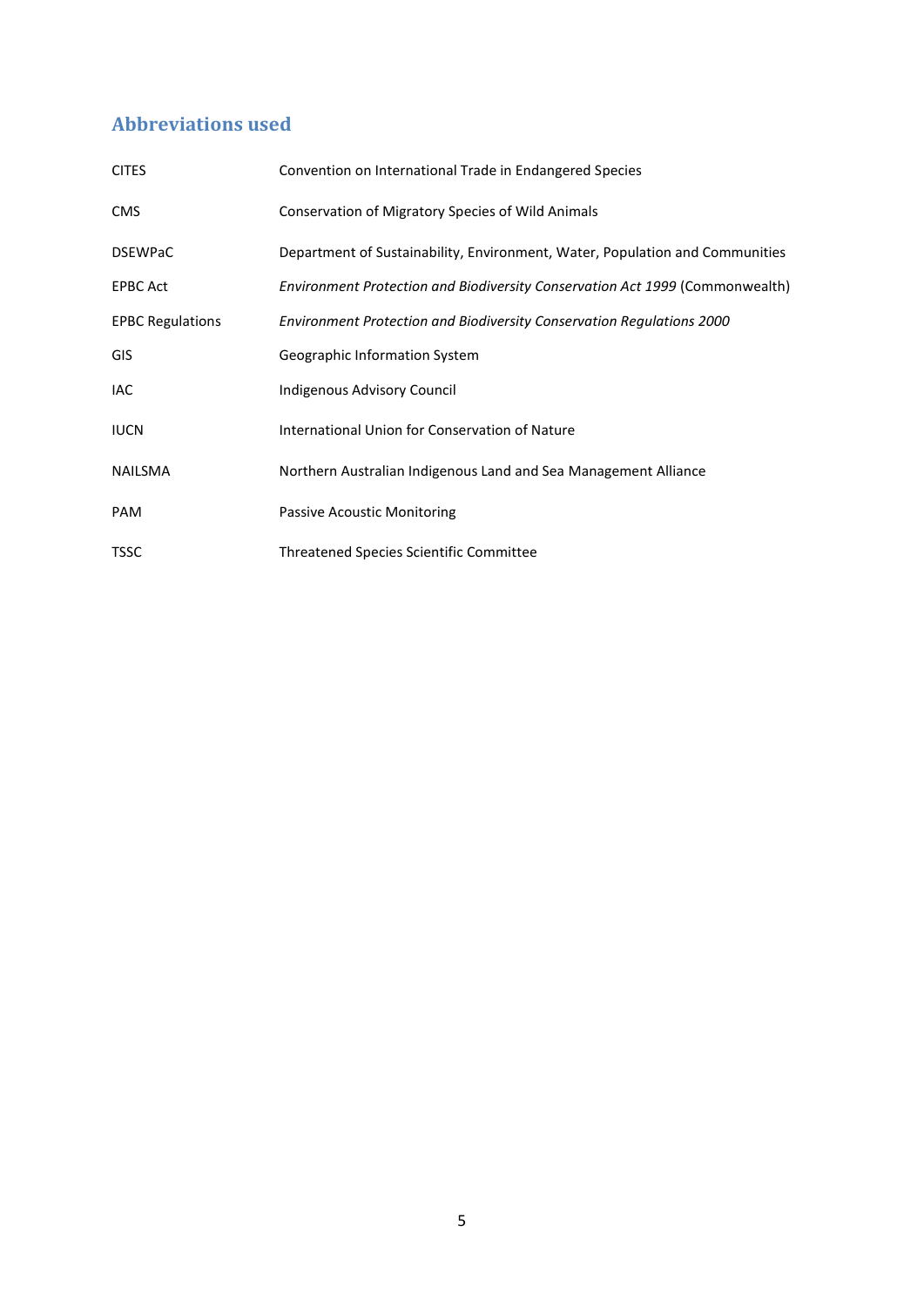## Abbreviations used

| | |
|---|---|
| CITES | Convention on International Trade in Endangered Species |
| CMS | Conservation of Migratory Species of Wild Animals |
| DSEWPaC | Department of Sustainability, Environment, Water, Population and Communities |
| EPBC Act | *Environment Protection and Biodiversity Conservation Act 1999* (Commonwealth) |
| EPBC Regulations | *Environment Protection and Biodiversity Conservation Regulations 2000* |
| GIS | Geographic Information System |
| IAC | Indigenous Advisory Council |
| IUCN | International Union for Conservation of Nature |
| NAILSMA | Northern Australian Indigenous Land and Sea Management Alliance |
| PAM | Passive Acoustic Monitoring |
| TSSC | Threatened Species Scientific Committee |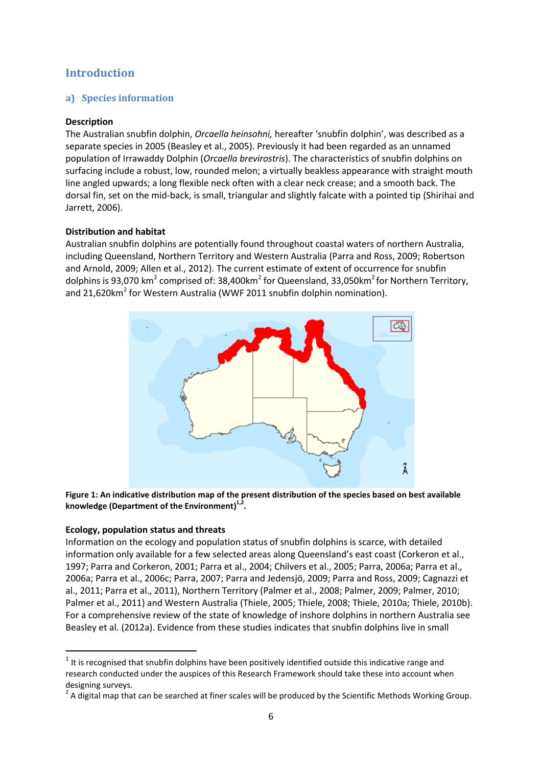# Introduction

## a) Species information

**Description**

The Australian snubfin dolphin, *Orcaella heinsohni,* hereafter 'snubfin dolphin', was described as a separate species in 2005 (Beasley et al., 2005). Previously it had been regarded as an unnamed population of Irrawaddy Dolphin (*Orcaella brevirostris*). The characteristics of snubfin dolphins on surfacing include a robust, low, rounded melon; a virtually beakless appearance with straight mouth line angled upwards; a long flexible neck often with a clear neck crease; and a smooth back. The dorsal fin, set on the mid-back, is small, triangular and slightly falcate with a pointed tip (Shirihai and Jarrett, 2006).

**Distribution and habitat**

Australian snubfin dolphins are potentially found throughout coastal waters of northern Australia, including Queensland, Northern Territory and Western Australia (Parra and Ross, 2009; Robertson and Arnold, 2009; Allen et al., 2012). The current estimate of extent of occurrence for snubfin dolphins is 93,070 km$^2$ comprised of: 38,400km$^2$ for Queensland, 33,050km$^2$ for Northern Territory, and 21,620km$^2$ for Western Australia (WWF 2011 snubfin dolphin nomination).

**Figure 1: An indicative distribution map of the present distribution of the species based on best available knowledge (Department of the Environment)[1,2].**

**Ecology, population status and threats**

Information on the ecology and population status of snubfin dolphins is scarce, with detailed information only available for a few selected areas along Queensland's east coast (Corkeron et al., 1997; Parra and Corkeron, 2001; Parra et al., 2004; Chilvers et al., 2005; Parra, 2006a; Parra et al., 2006a; Parra et al., 2006c; Parra, 2007; Parra and Jedensjö, 2009; Parra and Ross, 2009; Cagnazzi et al., 2011; Parra et al., 2011), Northern Territory (Palmer et al., 2008; Palmer, 2009; Palmer, 2010; Palmer et al., 2011) and Western Australia (Thiele, 2005; Thiele, 2008; Thiele, 2010a; Thiele, 2010b). For a comprehensive review of the state of knowledge of inshore dolphins in northern Australia see Beasley et al. (2012a). Evidence from these studies indicates that snubfin dolphins live in small

[1] It is recognised that snubfin dolphins have been positively identified outside this indicative range and research conducted under the auspices of this Research Framework should take these into account when designing surveys.

[2] A digital map that can be searched at finer scales will be produced by the Scientific Methods Working Group.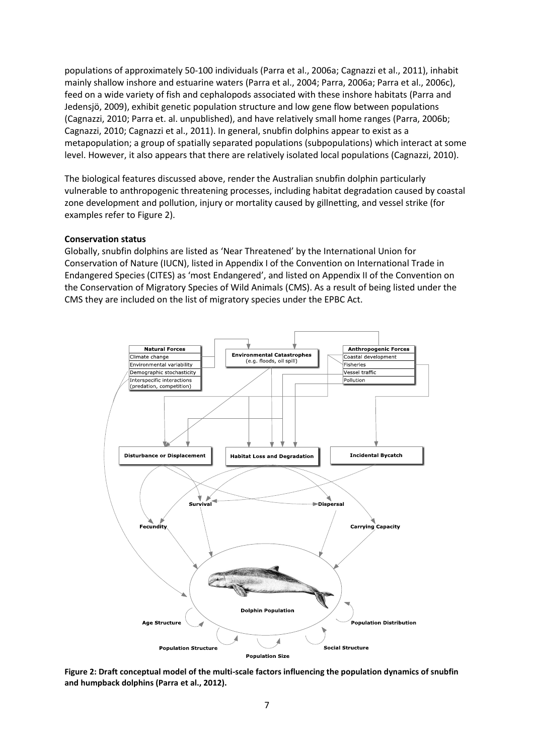populations of approximately 50-100 individuals (Parra et al., 2006a; Cagnazzi et al., 2011), inhabit mainly shallow inshore and estuarine waters (Parra et al., 2004; Parra, 2006a; Parra et al., 2006c), feed on a wide variety of fish and cephalopods associated with these inshore habitats (Parra and Jedensjö, 2009), exhibit genetic population structure and low gene flow between populations (Cagnazzi, 2010; Parra et. al. unpublished), and have relatively small home ranges (Parra, 2006b; Cagnazzi, 2010; Cagnazzi et al., 2011). In general, snubfin dolphins appear to exist as a metapopulation; a group of spatially separated populations (subpopulations) which interact at some level. However, it also appears that there are relatively isolated local populations (Cagnazzi, 2010).

The biological features discussed above, render the Australian snubfin dolphin particularly vulnerable to anthropogenic threatening processes, including habitat degradation caused by coastal zone development and pollution, injury or mortality caused by gillnetting, and vessel strike (for examples refer to Figure 2).

**Conservation status**

Globally, snubfin dolphins are listed as 'Near Threatened' by the International Union for Conservation of Nature (IUCN), listed in Appendix I of the Convention on International Trade in Endangered Species (CITES) as 'most Endangered', and listed on Appendix II of the Convention on the Conservation of Migratory Species of Wild Animals (CMS). As a result of being listed under the CMS they are included on the list of migratory species under the EPBC Act.

**Figure 2: Draft conceptual model of the multi-scale factors influencing the population dynamics of snubfin and humpback dolphins (Parra et al., 2012).**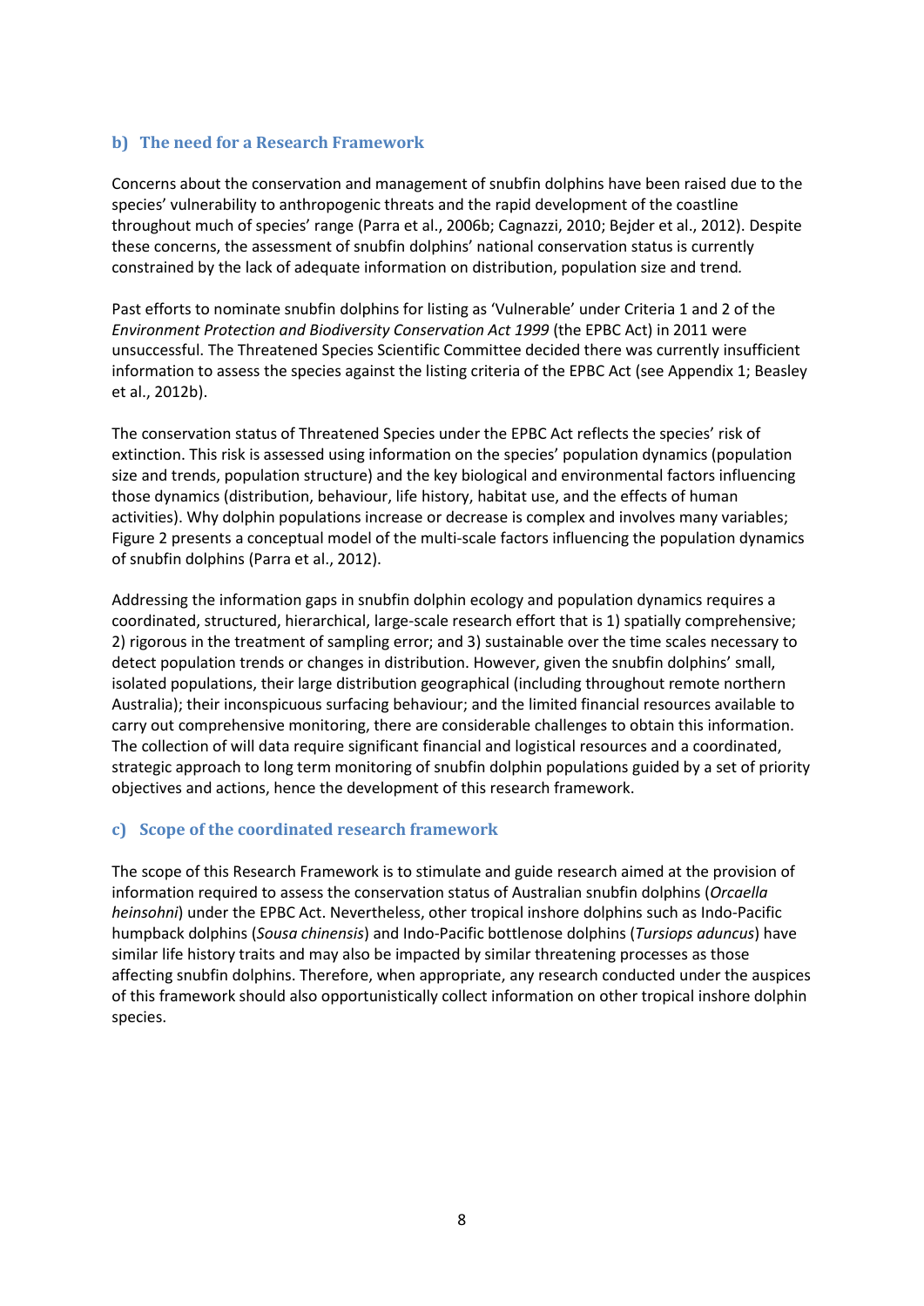### b) The need for a Research Framework

Concerns about the conservation and management of snubfin dolphins have been raised due to the species' vulnerability to anthropogenic threats and the rapid development of the coastline throughout much of species' range (Parra et al., 2006b; Cagnazzi, 2010; Bejder et al., 2012). Despite these concerns, the assessment of snubfin dolphins' national conservation status is currently constrained by the lack of adequate information on distribution, population size and trend.

Past efforts to nominate snubfin dolphins for listing as 'Vulnerable' under Criteria 1 and 2 of the *Environment Protection and Biodiversity Conservation Act 1999* (the EPBC Act) in 2011 were unsuccessful. The Threatened Species Scientific Committee decided there was currently insufficient information to assess the species against the listing criteria of the EPBC Act (see Appendix 1; Beasley et al., 2012b).

The conservation status of Threatened Species under the EPBC Act reflects the species' risk of extinction. This risk is assessed using information on the species' population dynamics (population size and trends, population structure) and the key biological and environmental factors influencing those dynamics (distribution, behaviour, life history, habitat use, and the effects of human activities). Why dolphin populations increase or decrease is complex and involves many variables; Figure 2 presents a conceptual model of the multi-scale factors influencing the population dynamics of snubfin dolphins (Parra et al., 2012).

Addressing the information gaps in snubfin dolphin ecology and population dynamics requires a coordinated, structured, hierarchical, large-scale research effort that is 1) spatially comprehensive; 2) rigorous in the treatment of sampling error; and 3) sustainable over the time scales necessary to detect population trends or changes in distribution. However, given the snubfin dolphins' small, isolated populations, their large distribution geographical (including throughout remote northern Australia); their inconspicuous surfacing behaviour; and the limited financial resources available to carry out comprehensive monitoring, there are considerable challenges to obtain this information. The collection of will data require significant financial and logistical resources and a coordinated, strategic approach to long term monitoring of snubfin dolphin populations guided by a set of priority objectives and actions, hence the development of this research framework.

### c) Scope of the coordinated research framework

The scope of this Research Framework is to stimulate and guide research aimed at the provision of information required to assess the conservation status of Australian snubfin dolphins (*Orcaella heinsohni*) under the EPBC Act. Nevertheless, other tropical inshore dolphins such as Indo-Pacific humpback dolphins (*Sousa chinensis*) and Indo-Pacific bottlenose dolphins (*Tursiops aduncus*) have similar life history traits and may also be impacted by similar threatening processes as those affecting snubfin dolphins. Therefore, when appropriate, any research conducted under the auspices of this framework should also opportunistically collect information on other tropical inshore dolphin species.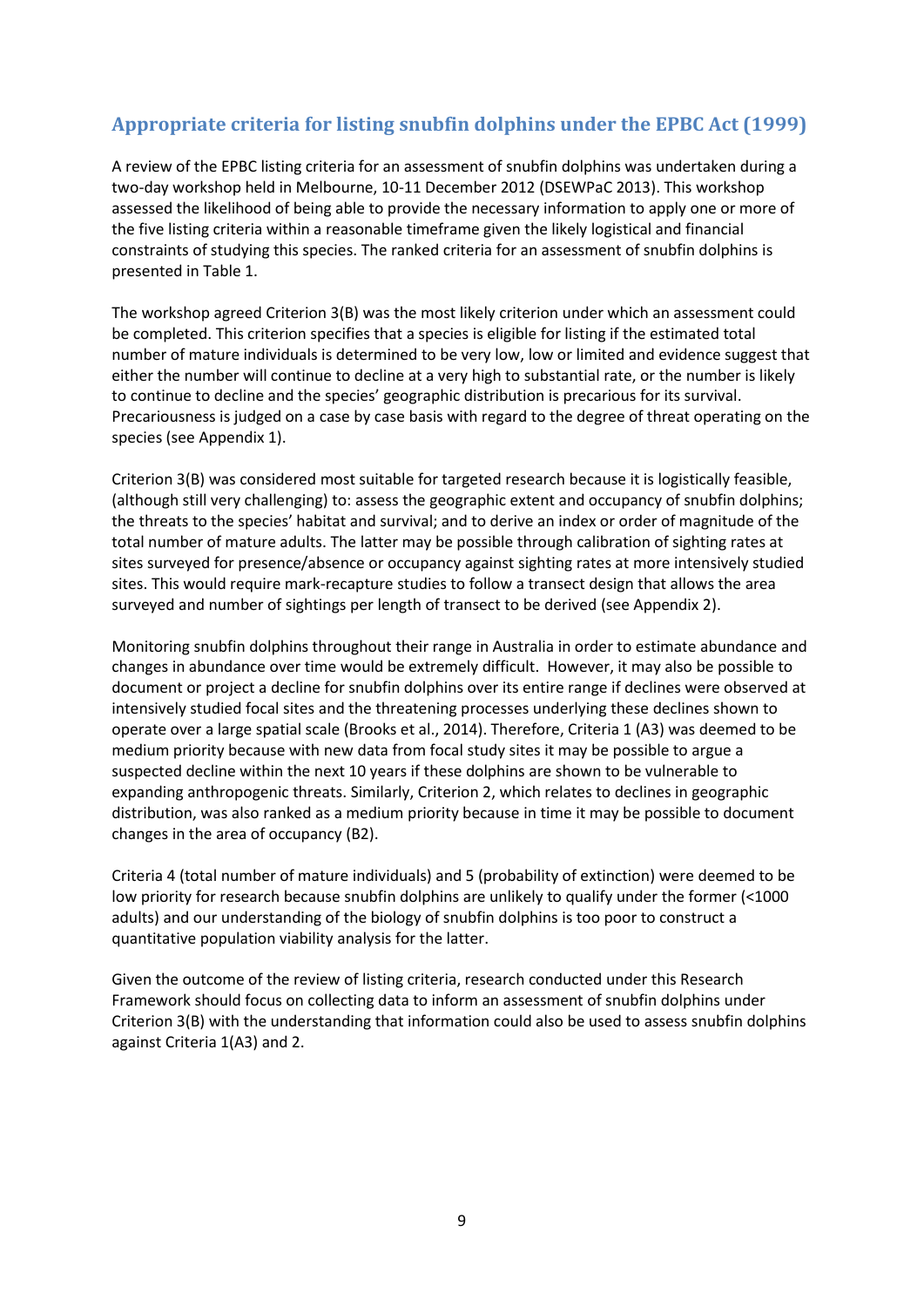## Appropriate criteria for listing snubfin dolphins under the EPBC Act (1999)

A review of the EPBC listing criteria for an assessment of snubfin dolphins was undertaken during a two-day workshop held in Melbourne, 10-11 December 2012 (DSEWPaC 2013). This workshop assessed the likelihood of being able to provide the necessary information to apply one or more of the five listing criteria within a reasonable timeframe given the likely logistical and financial constraints of studying this species. The ranked criteria for an assessment of snubfin dolphins is presented in Table 1.

The workshop agreed Criterion 3(B) was the most likely criterion under which an assessment could be completed. This criterion specifies that a species is eligible for listing if the estimated total number of mature individuals is determined to be very low, low or limited and evidence suggest that either the number will continue to decline at a very high to substantial rate, or the number is likely to continue to decline and the species' geographic distribution is precarious for its survival. Precariousness is judged on a case by case basis with regard to the degree of threat operating on the species (see Appendix 1).

Criterion 3(B) was considered most suitable for targeted research because it is logistically feasible, (although still very challenging) to: assess the geographic extent and occupancy of snubfin dolphins; the threats to the species' habitat and survival; and to derive an index or order of magnitude of the total number of mature adults. The latter may be possible through calibration of sighting rates at sites surveyed for presence/absence or occupancy against sighting rates at more intensively studied sites. This would require mark-recapture studies to follow a transect design that allows the area surveyed and number of sightings per length of transect to be derived (see Appendix 2).

Monitoring snubfin dolphins throughout their range in Australia in order to estimate abundance and changes in abundance over time would be extremely difficult. However, it may also be possible to document or project a decline for snubfin dolphins over its entire range if declines were observed at intensively studied focal sites and the threatening processes underlying these declines shown to operate over a large spatial scale (Brooks et al., 2014). Therefore, Criteria 1 (A3) was deemed to be medium priority because with new data from focal study sites it may be possible to argue a suspected decline within the next 10 years if these dolphins are shown to be vulnerable to expanding anthropogenic threats. Similarly, Criterion 2, which relates to declines in geographic distribution, was also ranked as a medium priority because in time it may be possible to document changes in the area of occupancy (B2).

Criteria 4 (total number of mature individuals) and 5 (probability of extinction) were deemed to be low priority for research because snubfin dolphins are unlikely to qualify under the former (<1000 adults) and our understanding of the biology of snubfin dolphins is too poor to construct a quantitative population viability analysis for the latter.

Given the outcome of the review of listing criteria, research conducted under this Research Framework should focus on collecting data to inform an assessment of snubfin dolphins under Criterion 3(B) with the understanding that information could also be used to assess snubfin dolphins against Criteria 1(A3) and 2.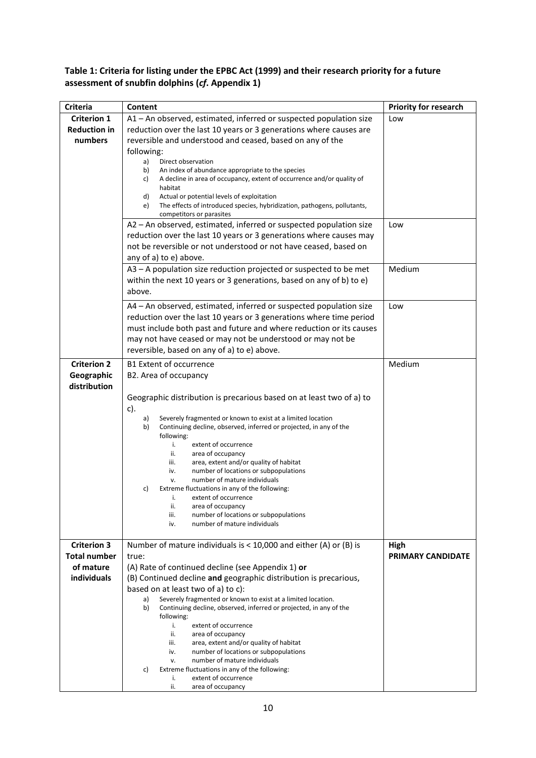**Table 1: Criteria for listing under the EPBC Act (1999) and their research priority for a future assessment of snubfin dolphins (*cf*. Appendix 1)**

| Criteria | Content | Priority for research |
|---|---|---|
| **Criterion 1 Reduction in numbers** | A1 – An observed, estimated, inferred or suspected population size reduction over the last 10 years or 3 generations where causes are reversible and understood and ceased, based on any of the following:<br>a) Direct observation<br>b) An index of abundance appropriate to the species<br>c) A decline in area of occupancy, extent of occurrence and/or quality of habitat<br>d) Actual or potential levels of exploitation<br>e) The effects of introduced species, hybridization, pathogens, pollutants, competitors or parasites | Low |
| | A2 – An observed, estimated, inferred or suspected population size reduction over the last 10 years or 3 generations where causes may not be reversible or not understood or not have ceased, based on any of a) to e) above. | Low |
| | A3 – A population size reduction projected or suspected to be met within the next 10 years or 3 generations, based on any of b) to e) above. | Medium |
| | A4 – An observed, estimated, inferred or suspected population size reduction over the last 10 years or 3 generations where time period must include both past and future and where reduction or its causes may not have ceased or may not be understood or may not be reversible, based on any of a) to e) above. | Low |
| **Criterion 2 Geographic distribution** | B1 Extent of occurrence<br>B2. Area of occupancy<br><br>Geographic distribution is precarious based on at least two of a) to c).<br>a) Severely fragmented or known to exist at a limited location<br>b) Continuing decline, observed, inferred or projected, in any of the following:<br>i. extent of occurrence<br>ii. area of occupancy<br>iii. area, extent and/or quality of habitat<br>iv. number of locations or subpopulations<br>v. number of mature individuals<br>c) Extreme fluctuations in any of the following:<br>i. extent of occurrence<br>ii. area of occupancy<br>iii. number of locations or subpopulations<br>iv. number of mature individuals | Medium |
| **Criterion 3 Total number of mature individuals** | Number of mature individuals is < 10,000 and either (A) or (B) is true:<br>(A) Rate of continued decline (see Appendix 1) **or**<br>(B) Continued decline **and** geographic distribution is precarious, based on at least two of a) to c):<br>a) Severely fragmented or known to exist at a limited location.<br>b) Continuing decline, observed, inferred or projected, in any of the following:<br>i. extent of occurrence<br>ii. area of occupancy<br>iii. area, extent and/or quality of habitat<br>iv. number of locations or subpopulations<br>v. number of mature individuals<br>c) Extreme fluctuations in any of the following:<br>i. extent of occurrence<br>ii. area of occupancy | **High PRIMARY CANDIDATE** |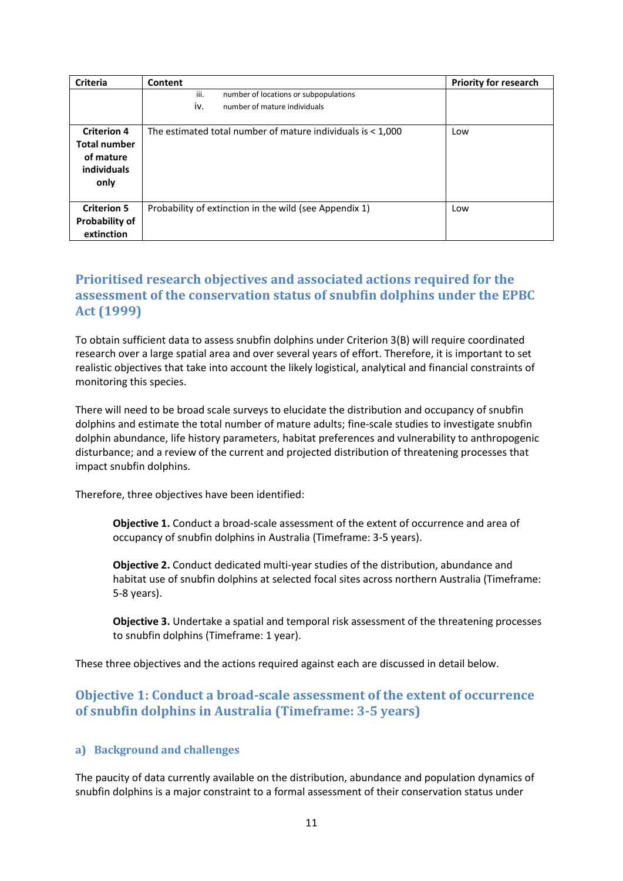| Criteria | Content | Priority for research |
|---|---|---|
| | iii. number of locations or subpopulations<br>iv. number of mature individuals | |
| **Criterion 4 Total number of mature individuals only** | The estimated total number of mature individuals is < 1,000 | Low |
| **Criterion 5 Probability of extinction** | Probability of extinction in the wild (see Appendix 1) | Low |

## Prioritised research objectives and associated actions required for the assessment of the conservation status of snubfin dolphins under the EPBC Act (1999)

To obtain sufficient data to assess snubfin dolphins under Criterion 3(B) will require coordinated research over a large spatial area and over several years of effort. Therefore, it is important to set realistic objectives that take into account the likely logistical, analytical and financial constraints of monitoring this species.

There will need to be broad scale surveys to elucidate the distribution and occupancy of snubfin dolphins and estimate the total number of mature adults; fine-scale studies to investigate snubfin dolphin abundance, life history parameters, habitat preferences and vulnerability to anthropogenic disturbance; and a review of the current and projected distribution of threatening processes that impact snubfin dolphins.

Therefore, three objectives have been identified:

> **Objective 1.** Conduct a broad-scale assessment of the extent of occurrence and area of occupancy of snubfin dolphins in Australia (Timeframe: 3-5 years).
>
> **Objective 2.** Conduct dedicated multi-year studies of the distribution, abundance and habitat use of snubfin dolphins at selected focal sites across northern Australia (Timeframe: 5-8 years).
>
> **Objective 3.** Undertake a spatial and temporal risk assessment of the threatening processes to snubfin dolphins (Timeframe: 1 year).

These three objectives and the actions required against each are discussed in detail below.

## Objective 1: Conduct a broad-scale assessment of the extent of occurrence of snubfin dolphins in Australia (Timeframe: 3-5 years)

### a) Background and challenges

The paucity of data currently available on the distribution, abundance and population dynamics of snubfin dolphins is a major constraint to a formal assessment of their conservation status under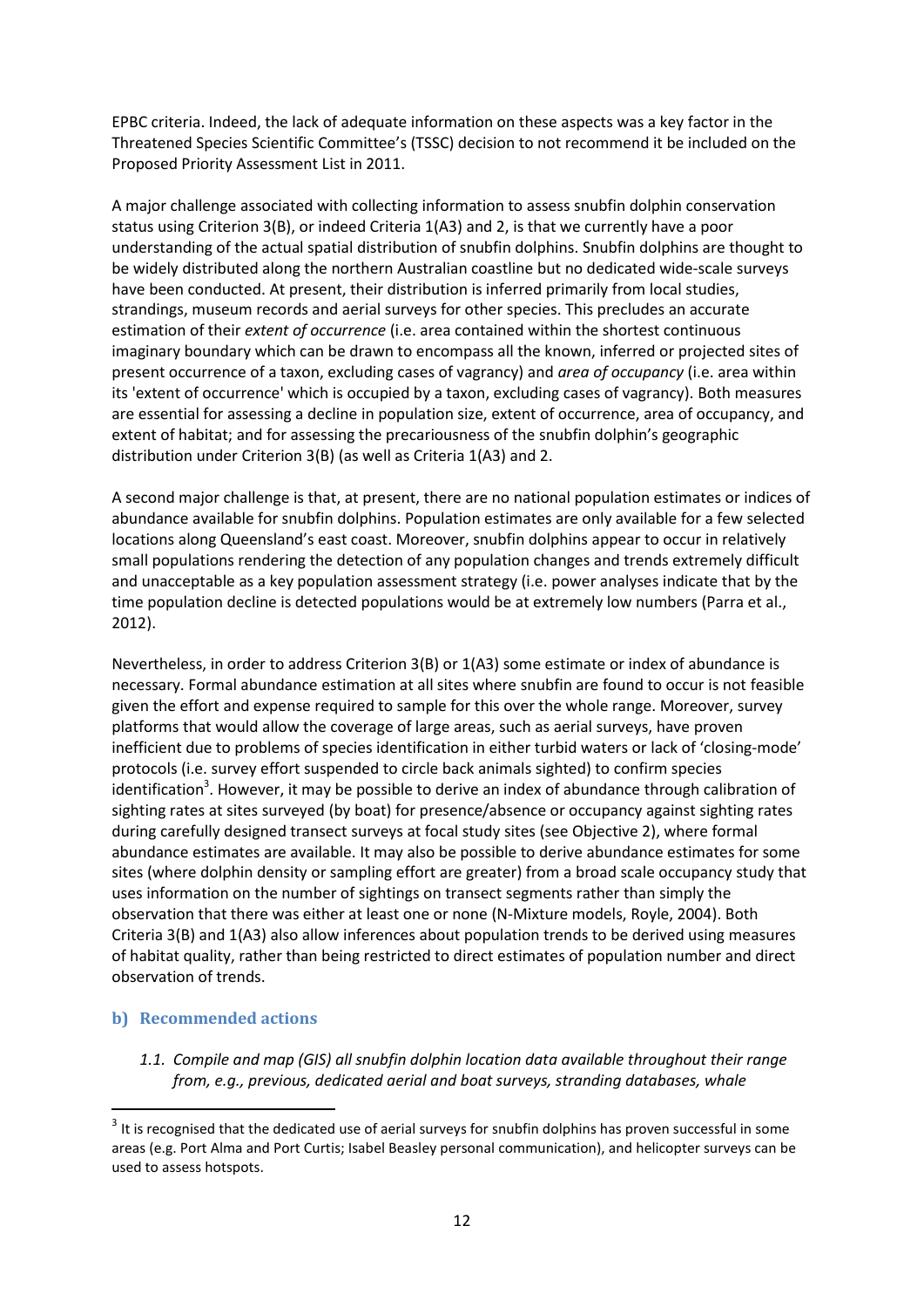EPBC criteria. Indeed, the lack of adequate information on these aspects was a key factor in the Threatened Species Scientific Committee's (TSSC) decision to not recommend it be included on the Proposed Priority Assessment List in 2011.

A major challenge associated with collecting information to assess snubfin dolphin conservation status using Criterion 3(B), or indeed Criteria 1(A3) and 2, is that we currently have a poor understanding of the actual spatial distribution of snubfin dolphins. Snubfin dolphins are thought to be widely distributed along the northern Australian coastline but no dedicated wide-scale surveys have been conducted. At present, their distribution is inferred primarily from local studies, strandings, museum records and aerial surveys for other species. This precludes an accurate estimation of their *extent of occurrence* (i.e. area contained within the shortest continuous imaginary boundary which can be drawn to encompass all the known, inferred or projected sites of present occurrence of a taxon, excluding cases of vagrancy) and *area of occupancy* (i.e. area within its 'extent of occurrence' which is occupied by a taxon, excluding cases of vagrancy). Both measures are essential for assessing a decline in population size, extent of occurrence, area of occupancy, and extent of habitat; and for assessing the precariousness of the snubfin dolphin's geographic distribution under Criterion 3(B) (as well as Criteria 1(A3) and 2.

A second major challenge is that, at present, there are no national population estimates or indices of abundance available for snubfin dolphins. Population estimates are only available for a few selected locations along Queensland's east coast. Moreover, snubfin dolphins appear to occur in relatively small populations rendering the detection of any population changes and trends extremely difficult and unacceptable as a key population assessment strategy (i.e. power analyses indicate that by the time population decline is detected populations would be at extremely low numbers (Parra et al., 2012).

Nevertheless, in order to address Criterion 3(B) or 1(A3) some estimate or index of abundance is necessary. Formal abundance estimation at all sites where snubfin are found to occur is not feasible given the effort and expense required to sample for this over the whole range. Moreover, survey platforms that would allow the coverage of large areas, such as aerial surveys, have proven inefficient due to problems of species identification in either turbid waters or lack of 'closing-mode' protocols (i.e. survey effort suspended to circle back animals sighted) to confirm species identification[3]. However, it may be possible to derive an index of abundance through calibration of sighting rates at sites surveyed (by boat) for presence/absence or occupancy against sighting rates during carefully designed transect surveys at focal study sites (see Objective 2), where formal abundance estimates are available. It may also be possible to derive abundance estimates for some sites (where dolphin density or sampling effort are greater) from a broad scale occupancy study that uses information on the number of sightings on transect segments rather than simply the observation that there was either at least one or none (N-Mixture models, Royle, 2004). Both Criteria 3(B) and 1(A3) also allow inferences about population trends to be derived using measures of habitat quality, rather than being restricted to direct estimates of population number and direct observation of trends.

### b) Recommended actions

*1.1. Compile and map (GIS) all snubfin dolphin location data available throughout their range from, e.g., previous, dedicated aerial and boat surveys, stranding databases, whale*

---

[3] It is recognised that the dedicated use of aerial surveys for snubfin dolphins has proven successful in some areas (e.g. Port Alma and Port Curtis; Isabel Beasley personal communication), and helicopter surveys can be used to assess hotspots.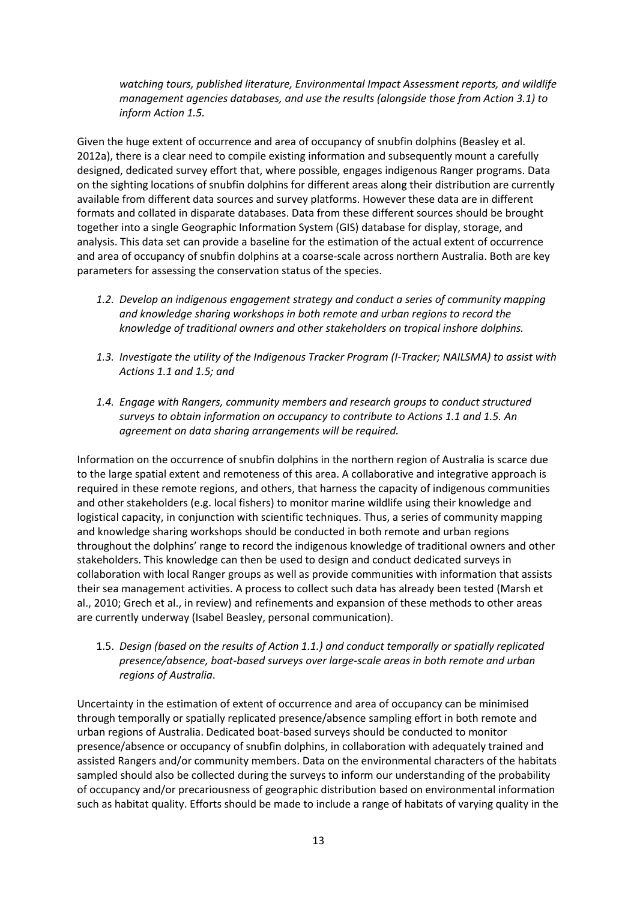*watching tours, published literature, Environmental Impact Assessment reports, and wildlife management agencies databases, and use the results (alongside those from Action 3.1) to inform Action 1.5.*

Given the huge extent of occurrence and area of occupancy of snubfin dolphins (Beasley et al. 2012a), there is a clear need to compile existing information and subsequently mount a carefully designed, dedicated survey effort that, where possible, engages indigenous Ranger programs. Data on the sighting locations of snubfin dolphins for different areas along their distribution are currently available from different data sources and survey platforms. However these data are in different formats and collated in disparate databases. Data from these different sources should be brought together into a single Geographic Information System (GIS) database for display, storage, and analysis. This data set can provide a baseline for the estimation of the actual extent of occurrence and area of occupancy of snubfin dolphins at a coarse-scale across northern Australia. Both are key parameters for assessing the conservation status of the species.

*1.2. Develop an indigenous engagement strategy and conduct a series of community mapping and knowledge sharing workshops in both remote and urban regions to record the knowledge of traditional owners and other stakeholders on tropical inshore dolphins.*

*1.3. Investigate the utility of the Indigenous Tracker Program (I-Tracker; NAILSMA) to assist with Actions 1.1 and 1.5; and*

*1.4. Engage with Rangers, community members and research groups to conduct structured surveys to obtain information on occupancy to contribute to Actions 1.1 and 1.5. An agreement on data sharing arrangements will be required.*

Information on the occurrence of snubfin dolphins in the northern region of Australia is scarce due to the large spatial extent and remoteness of this area. A collaborative and integrative approach is required in these remote regions, and others, that harness the capacity of indigenous communities and other stakeholders (e.g. local fishers) to monitor marine wildlife using their knowledge and logistical capacity, in conjunction with scientific techniques. Thus, a series of community mapping and knowledge sharing workshops should be conducted in both remote and urban regions throughout the dolphins' range to record the indigenous knowledge of traditional owners and other stakeholders. This knowledge can then be used to design and conduct dedicated surveys in collaboration with local Ranger groups as well as provide communities with information that assists their sea management activities. A process to collect such data has already been tested (Marsh et al., 2010; Grech et al., in review) and refinements and expansion of these methods to other areas are currently underway (Isabel Beasley, personal communication).

1.5. *Design (based on the results of Action 1.1.) and conduct temporally or spatially replicated presence/absence, boat-based surveys over large-scale areas in both remote and urban regions of Australia*.

Uncertainty in the estimation of extent of occurrence and area of occupancy can be minimised through temporally or spatially replicated presence/absence sampling effort in both remote and urban regions of Australia. Dedicated boat-based surveys should be conducted to monitor presence/absence or occupancy of snubfin dolphins, in collaboration with adequately trained and assisted Rangers and/or community members. Data on the environmental characters of the habitats sampled should also be collected during the surveys to inform our understanding of the probability of occupancy and/or precariousness of geographic distribution based on environmental information such as habitat quality. Efforts should be made to include a range of habitats of varying quality in the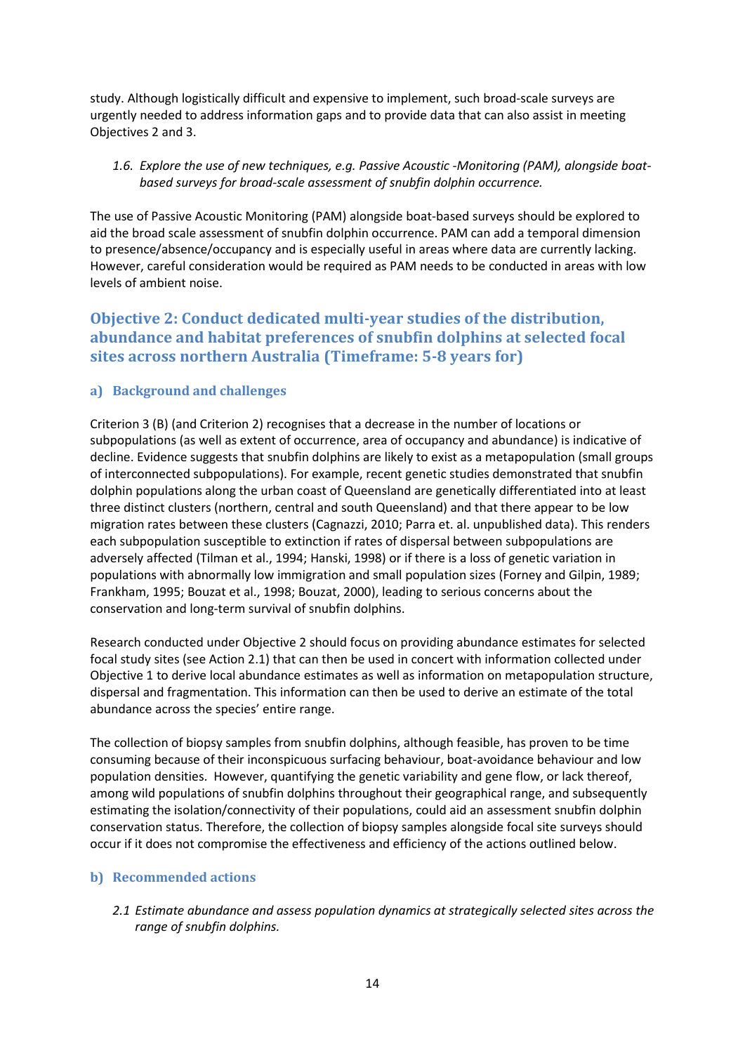study. Although logistically difficult and expensive to implement, such broad-scale surveys are urgently needed to address information gaps and to provide data that can also assist in meeting Objectives 2 and 3.

*1.6. Explore the use of new techniques, e.g. Passive Acoustic -Monitoring (PAM), alongside boat-based surveys for broad-scale assessment of snubfin dolphin occurrence.*

The use of Passive Acoustic Monitoring (PAM) alongside boat-based surveys should be explored to aid the broad scale assessment of snubfin dolphin occurrence. PAM can add a temporal dimension to presence/absence/occupancy and is especially useful in areas where data are currently lacking. However, careful consideration would be required as PAM needs to be conducted in areas with low levels of ambient noise.

## Objective 2: Conduct dedicated multi-year studies of the distribution, abundance and habitat preferences of snubfin dolphins at selected focal sites across northern Australia (Timeframe: 5-8 years for)

### a) Background and challenges

Criterion 3 (B) (and Criterion 2) recognises that a decrease in the number of locations or subpopulations (as well as extent of occurrence, area of occupancy and abundance) is indicative of decline. Evidence suggests that snubfin dolphins are likely to exist as a metapopulation (small groups of interconnected subpopulations). For example, recent genetic studies demonstrated that snubfin dolphin populations along the urban coast of Queensland are genetically differentiated into at least three distinct clusters (northern, central and south Queensland) and that there appear to be low migration rates between these clusters (Cagnazzi, 2010; Parra et. al. unpublished data). This renders each subpopulation susceptible to extinction if rates of dispersal between subpopulations are adversely affected (Tilman et al., 1994; Hanski, 1998) or if there is a loss of genetic variation in populations with abnormally low immigration and small population sizes (Forney and Gilpin, 1989; Frankham, 1995; Bouzat et al., 1998; Bouzat, 2000), leading to serious concerns about the conservation and long-term survival of snubfin dolphins.

Research conducted under Objective 2 should focus on providing abundance estimates for selected focal study sites (see Action 2.1) that can then be used in concert with information collected under Objective 1 to derive local abundance estimates as well as information on metapopulation structure, dispersal and fragmentation. This information can then be used to derive an estimate of the total abundance across the species' entire range.

The collection of biopsy samples from snubfin dolphins, although feasible, has proven to be time consuming because of their inconspicuous surfacing behaviour, boat-avoidance behaviour and low population densities. However, quantifying the genetic variability and gene flow, or lack thereof, among wild populations of snubfin dolphins throughout their geographical range, and subsequently estimating the isolation/connectivity of their populations, could aid an assessment snubfin dolphin conservation status. Therefore, the collection of biopsy samples alongside focal site surveys should occur if it does not compromise the effectiveness and efficiency of the actions outlined below.

### b) Recommended actions

*2.1 Estimate abundance and assess population dynamics at strategically selected sites across the range of snubfin dolphins.*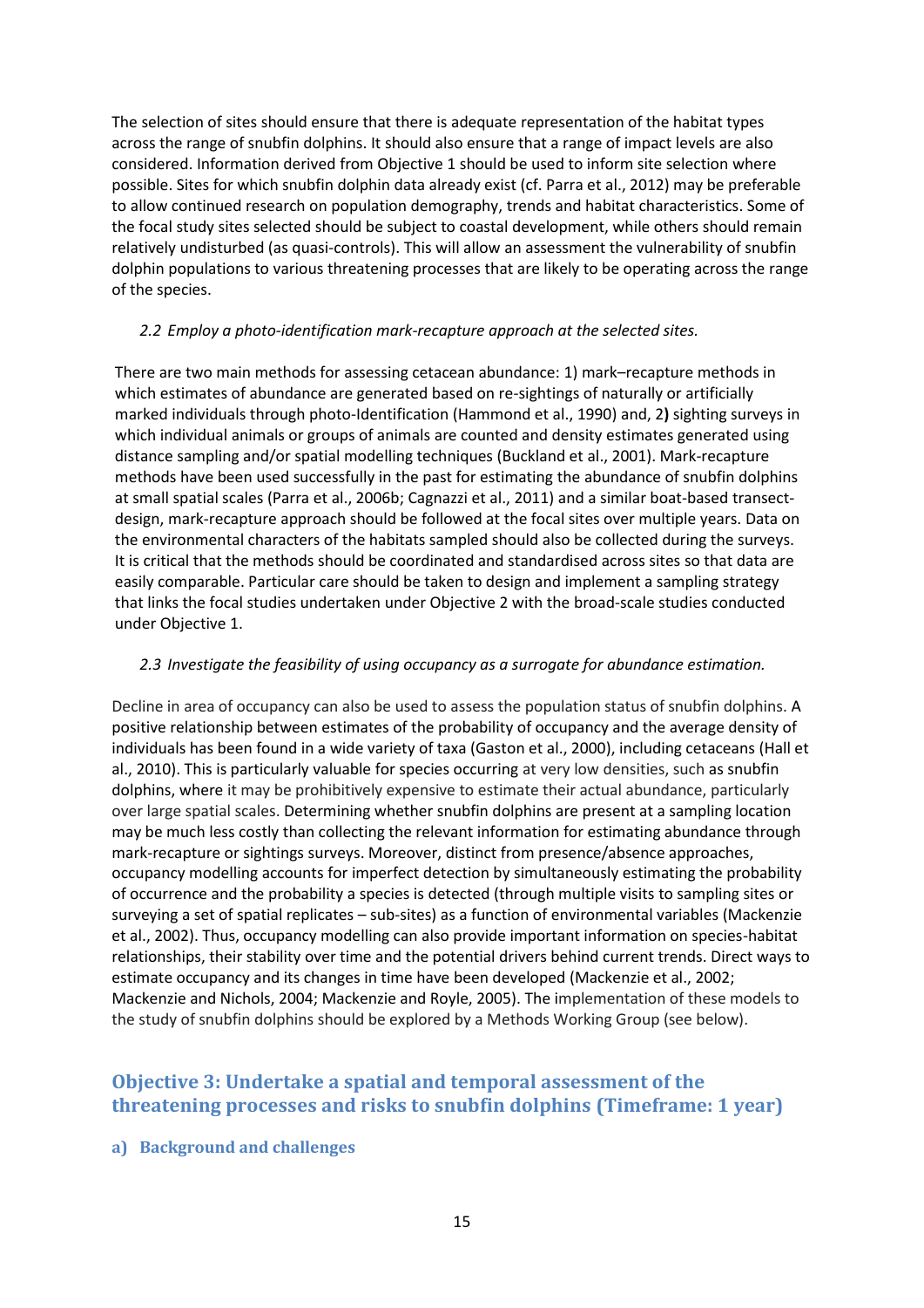The selection of sites should ensure that there is adequate representation of the habitat types across the range of snubfin dolphins. It should also ensure that a range of impact levels are also considered. Information derived from Objective 1 should be used to inform site selection where possible. Sites for which snubfin dolphin data already exist (cf. Parra et al., 2012) may be preferable to allow continued research on population demography, trends and habitat characteristics. Some of the focal study sites selected should be subject to coastal development, while others should remain relatively undisturbed (as quasi-controls). This will allow an assessment the vulnerability of snubfin dolphin populations to various threatening processes that are likely to be operating across the range of the species.

*2.2 Employ a photo-identification mark-recapture approach at the selected sites.*

There are two main methods for assessing cetacean abundance: 1) mark–recapture methods in which estimates of abundance are generated based on re-sightings of naturally or artificially marked individuals through photo-Identification (Hammond et al., 1990) and, 2**)** sighting surveys in which individual animals or groups of animals are counted and density estimates generated using distance sampling and/or spatial modelling techniques (Buckland et al., 2001). Mark-recapture methods have been used successfully in the past for estimating the abundance of snubfin dolphins at small spatial scales (Parra et al., 2006b; Cagnazzi et al., 2011) and a similar boat-based transect-design, mark-recapture approach should be followed at the focal sites over multiple years. Data on the environmental characters of the habitats sampled should also be collected during the surveys. It is critical that the methods should be coordinated and standardised across sites so that data are easily comparable. Particular care should be taken to design and implement a sampling strategy that links the focal studies undertaken under Objective 2 with the broad-scale studies conducted under Objective 1.

*2.3 Investigate the feasibility of using occupancy as a surrogate for abundance estimation.*

Decline in area of occupancy can also be used to assess the population status of snubfin dolphins. A positive relationship between estimates of the probability of occupancy and the average density of individuals has been found in a wide variety of taxa (Gaston et al., 2000), including cetaceans (Hall et al., 2010). This is particularly valuable for species occurring at very low densities, such as snubfin dolphins, where it may be prohibitively expensive to estimate their actual abundance, particularly over large spatial scales. Determining whether snubfin dolphins are present at a sampling location may be much less costly than collecting the relevant information for estimating abundance through mark-recapture or sightings surveys. Moreover, distinct from presence/absence approaches, occupancy modelling accounts for imperfect detection by simultaneously estimating the probability of occurrence and the probability a species is detected (through multiple visits to sampling sites or surveying a set of spatial replicates – sub-sites) as a function of environmental variables (Mackenzie et al., 2002). Thus, occupancy modelling can also provide important information on species-habitat relationships, their stability over time and the potential drivers behind current trends. Direct ways to estimate occupancy and its changes in time have been developed (Mackenzie et al., 2002; Mackenzie and Nichols, 2004; Mackenzie and Royle, 2005). The implementation of these models to the study of snubfin dolphins should be explored by a Methods Working Group (see below).

## Objective 3: Undertake a spatial and temporal assessment of the threatening processes and risks to snubfin dolphins (Timeframe: 1 year)

### a) Background and challenges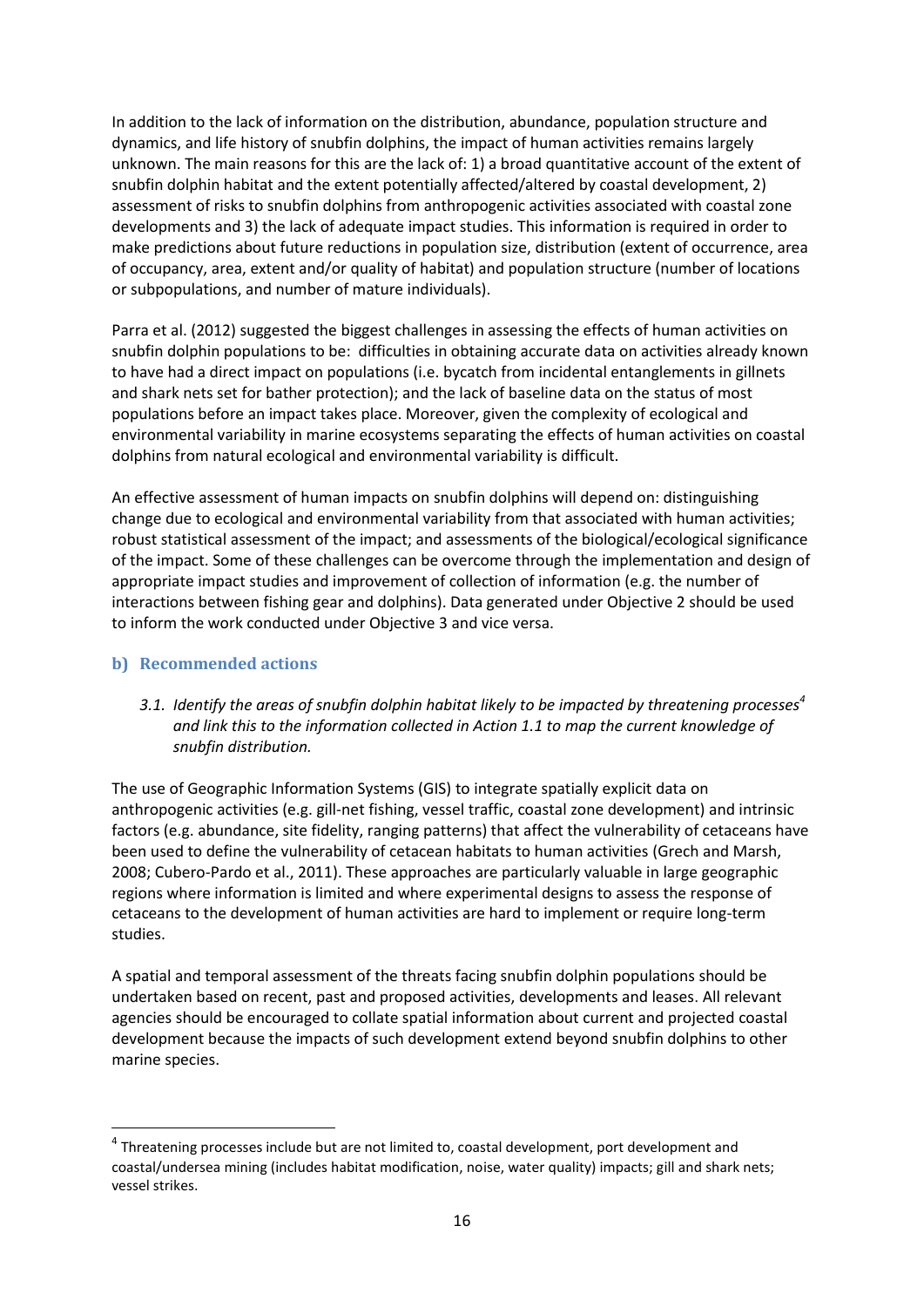In addition to the lack of information on the distribution, abundance, population structure and dynamics, and life history of snubfin dolphins, the impact of human activities remains largely unknown. The main reasons for this are the lack of: 1) a broad quantitative account of the extent of snubfin dolphin habitat and the extent potentially affected/altered by coastal development, 2) assessment of risks to snubfin dolphins from anthropogenic activities associated with coastal zone developments and 3) the lack of adequate impact studies. This information is required in order to make predictions about future reductions in population size, distribution (extent of occurrence, area of occupancy, area, extent and/or quality of habitat) and population structure (number of locations or subpopulations, and number of mature individuals).

Parra et al. (2012) suggested the biggest challenges in assessing the effects of human activities on snubfin dolphin populations to be: difficulties in obtaining accurate data on activities already known to have had a direct impact on populations (i.e. bycatch from incidental entanglements in gillnets and shark nets set for bather protection); and the lack of baseline data on the status of most populations before an impact takes place. Moreover, given the complexity of ecological and environmental variability in marine ecosystems separating the effects of human activities on coastal dolphins from natural ecological and environmental variability is difficult.

An effective assessment of human impacts on snubfin dolphins will depend on: distinguishing change due to ecological and environmental variability from that associated with human activities; robust statistical assessment of the impact; and assessments of the biological/ecological significance of the impact. Some of these challenges can be overcome through the implementation and design of appropriate impact studies and improvement of collection of information (e.g. the number of interactions between fishing gear and dolphins). Data generated under Objective 2 should be used to inform the work conducted under Objective 3 and vice versa.

### b) Recommended actions

*3.1. Identify the areas of snubfin dolphin habitat likely to be impacted by threatening processes[4] and link this to the information collected in Action 1.1 to map the current knowledge of snubfin distribution.*

The use of Geographic Information Systems (GIS) to integrate spatially explicit data on anthropogenic activities (e.g. gill-net fishing, vessel traffic, coastal zone development) and intrinsic factors (e.g. abundance, site fidelity, ranging patterns) that affect the vulnerability of cetaceans have been used to define the vulnerability of cetacean habitats to human activities (Grech and Marsh, 2008; Cubero-Pardo et al., 2011). These approaches are particularly valuable in large geographic regions where information is limited and where experimental designs to assess the response of cetaceans to the development of human activities are hard to implement or require long-term studies.

A spatial and temporal assessment of the threats facing snubfin dolphin populations should be undertaken based on recent, past and proposed activities, developments and leases. All relevant agencies should be encouraged to collate spatial information about current and projected coastal development because the impacts of such development extend beyond snubfin dolphins to other marine species.

---

[4] Threatening processes include but are not limited to, coastal development, port development and coastal/undersea mining (includes habitat modification, noise, water quality) impacts; gill and shark nets; vessel strikes.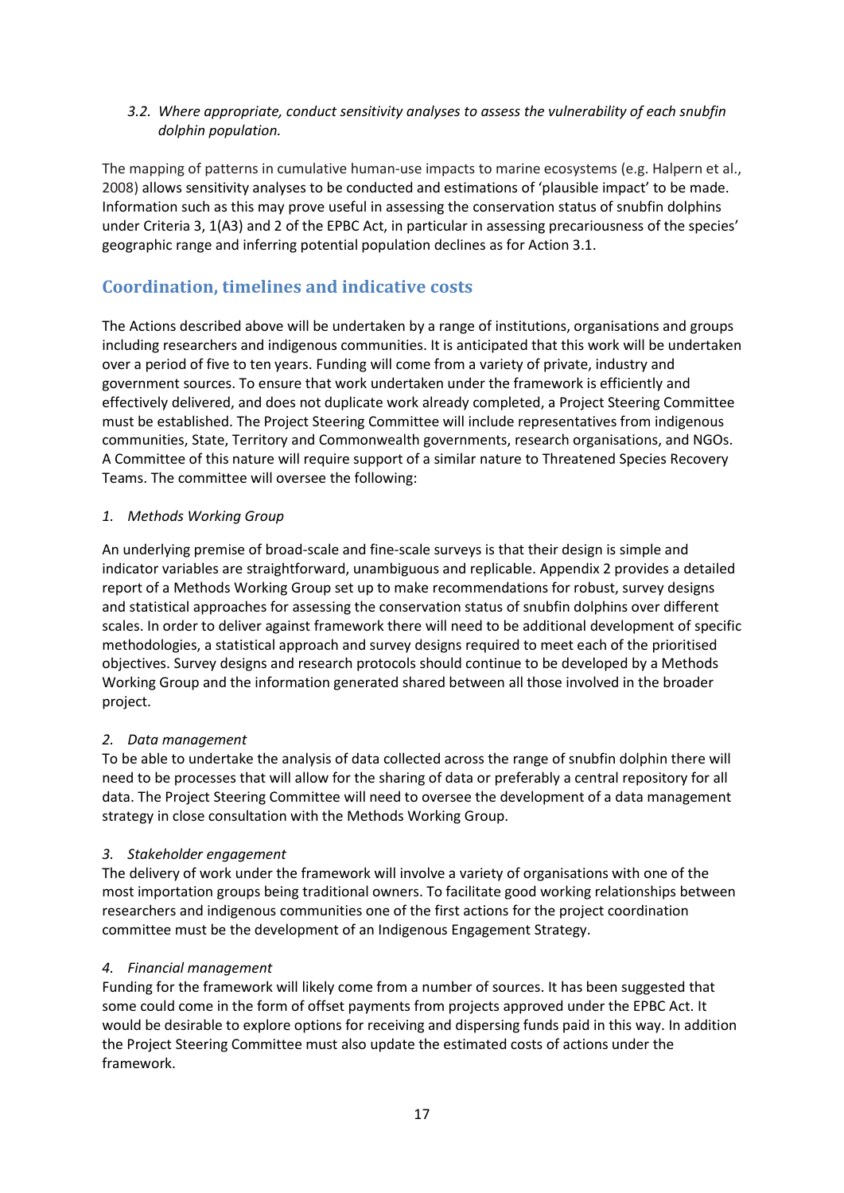*3.2. Where appropriate, conduct sensitivity analyses to assess the vulnerability of each snubfin dolphin population.*

The mapping of patterns in cumulative human-use impacts to marine ecosystems (e.g. Halpern et al., 2008) allows sensitivity analyses to be conducted and estimations of 'plausible impact' to be made. Information such as this may prove useful in assessing the conservation status of snubfin dolphins under Criteria 3, 1(A3) and 2 of the EPBC Act, in particular in assessing precariousness of the species' geographic range and inferring potential population declines as for Action 3.1.

## Coordination, timelines and indicative costs

The Actions described above will be undertaken by a range of institutions, organisations and groups including researchers and indigenous communities. It is anticipated that this work will be undertaken over a period of five to ten years. Funding will come from a variety of private, industry and government sources. To ensure that work undertaken under the framework is efficiently and effectively delivered, and does not duplicate work already completed, a Project Steering Committee must be established. The Project Steering Committee will include representatives from indigenous communities, State, Territory and Commonwealth governments, research organisations, and NGOs. A Committee of this nature will require support of a similar nature to Threatened Species Recovery Teams. The committee will oversee the following:

*1. Methods Working Group*

An underlying premise of broad-scale and fine-scale surveys is that their design is simple and indicator variables are straightforward, unambiguous and replicable. Appendix 2 provides a detailed report of a Methods Working Group set up to make recommendations for robust, survey designs and statistical approaches for assessing the conservation status of snubfin dolphins over different scales. In order to deliver against framework there will need to be additional development of specific methodologies, a statistical approach and survey designs required to meet each of the prioritised objectives. Survey designs and research protocols should continue to be developed by a Methods Working Group and the information generated shared between all those involved in the broader project.

*2. Data management*

To be able to undertake the analysis of data collected across the range of snubfin dolphin there will need to be processes that will allow for the sharing of data or preferably a central repository for all data. The Project Steering Committee will need to oversee the development of a data management strategy in close consultation with the Methods Working Group.

*3. Stakeholder engagement*

The delivery of work under the framework will involve a variety of organisations with one of the most importation groups being traditional owners. To facilitate good working relationships between researchers and indigenous communities one of the first actions for the project coordination committee must be the development of an Indigenous Engagement Strategy.

*4. Financial management*

Funding for the framework will likely come from a number of sources. It has been suggested that some could come in the form of offset payments from projects approved under the EPBC Act. It would be desirable to explore options for receiving and dispersing funds paid in this way. In addition the Project Steering Committee must also update the estimated costs of actions under the framework.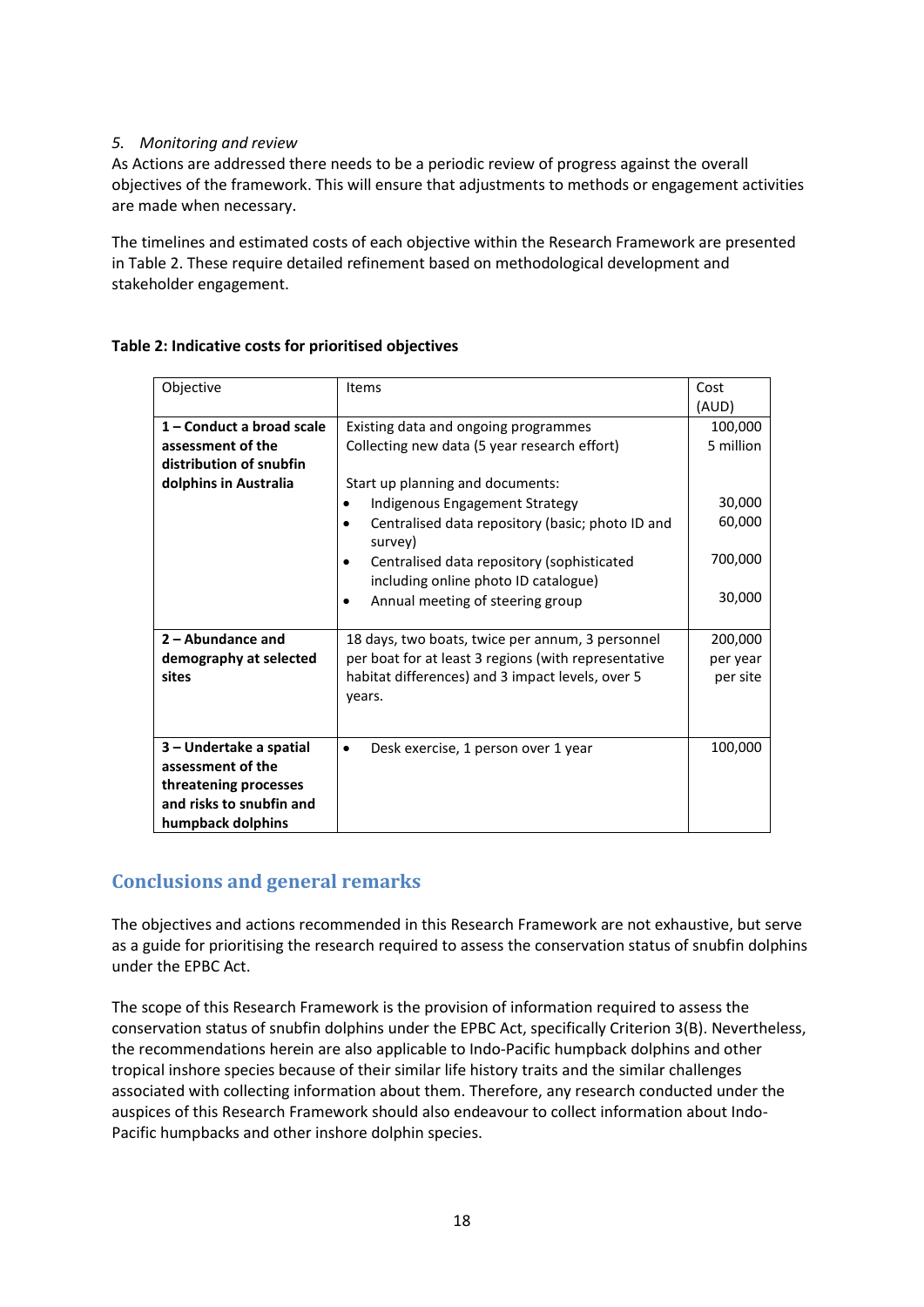*5. Monitoring and review*

As Actions are addressed there needs to be a periodic review of progress against the overall objectives of the framework. This will ensure that adjustments to methods or engagement activities are made when necessary.

The timelines and estimated costs of each objective within the Research Framework are presented in Table 2. These require detailed refinement based on methodological development and stakeholder engagement.

**Table 2: Indicative costs for prioritised objectives**

| Objective | Items | Cost (AUD) |
|---|---|---|
| **1 – Conduct a broad scale assessment of the distribution of snubfin dolphins in Australia** | Existing data and ongoing programmes | 100,000 |
| | Collecting new data (5 year research effort) | 5 million |
| | Start up planning and documents: | |
| | • Indigenous Engagement Strategy | 30,000 |
| | • Centralised data repository (basic; photo ID and survey) | 60,000 |
| | • Centralised data repository (sophisticated including online photo ID catalogue) | 700,000 |
| | • Annual meeting of steering group | 30,000 |
| **2 – Abundance and demography at selected sites** | 18 days, two boats, twice per annum, 3 personnel per boat for at least 3 regions (with representative habitat differences) and 3 impact levels, over 5 years. | 200,000 per year per site |
| **3 – Undertake a spatial assessment of the threatening processes and risks to snubfin and humpback dolphins** | • Desk exercise, 1 person over 1 year | 100,000 |

## Conclusions and general remarks

The objectives and actions recommended in this Research Framework are not exhaustive, but serve as a guide for prioritising the research required to assess the conservation status of snubfin dolphins under the EPBC Act.

The scope of this Research Framework is the provision of information required to assess the conservation status of snubfin dolphins under the EPBC Act, specifically Criterion 3(B). Nevertheless, the recommendations herein are also applicable to Indo-Pacific humpback dolphins and other tropical inshore species because of their similar life history traits and the similar challenges associated with collecting information about them. Therefore, any research conducted under the auspices of this Research Framework should also endeavour to collect information about Indo-Pacific humpbacks and other inshore dolphin species.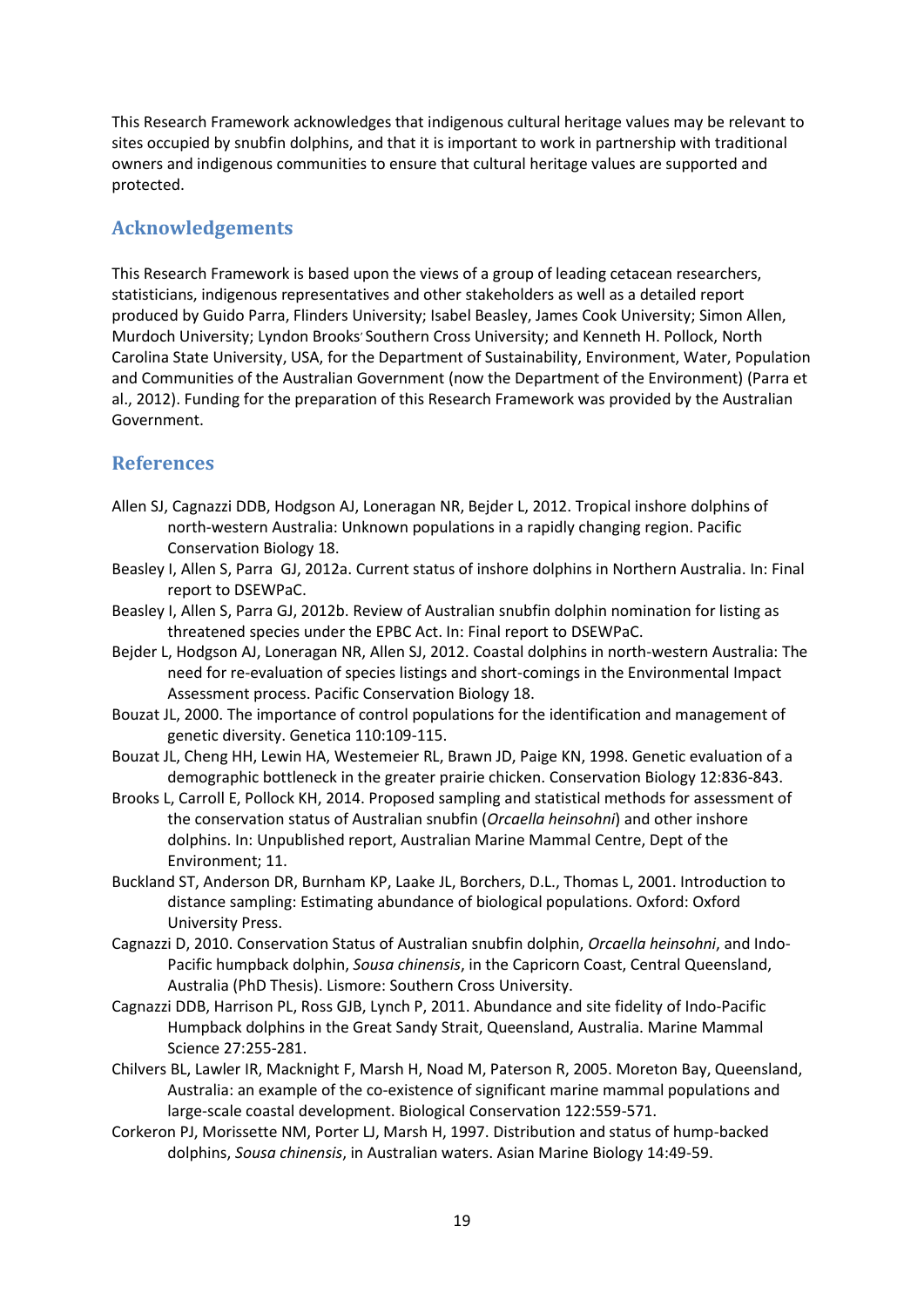This Research Framework acknowledges that indigenous cultural heritage values may be relevant to sites occupied by snubfin dolphins, and that it is important to work in partnership with traditional owners and indigenous communities to ensure that cultural heritage values are supported and protected.

## Acknowledgements

This Research Framework is based upon the views of a group of leading cetacean researchers, statisticians, indigenous representatives and other stakeholders as well as a detailed report produced by Guido Parra, Flinders University; Isabel Beasley, James Cook University; Simon Allen, Murdoch University; Lyndon Brooks' Southern Cross University; and Kenneth H. Pollock, North Carolina State University, USA, for the Department of Sustainability, Environment, Water, Population and Communities of the Australian Government (now the Department of the Environment) (Parra et al., 2012). Funding for the preparation of this Research Framework was provided by the Australian Government.

## References

Allen SJ, Cagnazzi DDB, Hodgson AJ, Loneragan NR, Bejder L, 2012. Tropical inshore dolphins of north-western Australia: Unknown populations in a rapidly changing region. Pacific Conservation Biology 18.

Beasley I, Allen S, Parra GJ, 2012a. Current status of inshore dolphins in Northern Australia. In: Final report to DSEWPaC.

Beasley I, Allen S, Parra GJ, 2012b. Review of Australian snubfin dolphin nomination for listing as threatened species under the EPBC Act. In: Final report to DSEWPaC.

Bejder L, Hodgson AJ, Loneragan NR, Allen SJ, 2012. Coastal dolphins in north-western Australia: The need for re-evaluation of species listings and short-comings in the Environmental Impact Assessment process. Pacific Conservation Biology 18.

Bouzat JL, 2000. The importance of control populations for the identification and management of genetic diversity. Genetica 110:109-115.

Bouzat JL, Cheng HH, Lewin HA, Westemeier RL, Brawn JD, Paige KN, 1998. Genetic evaluation of a demographic bottleneck in the greater prairie chicken. Conservation Biology 12:836-843.

Brooks L, Carroll E, Pollock KH, 2014. Proposed sampling and statistical methods for assessment of the conservation status of Australian snubfin (*Orcaella heinsohni*) and other inshore dolphins. In: Unpublished report, Australian Marine Mammal Centre, Dept of the Environment; 11.

Buckland ST, Anderson DR, Burnham KP, Laake JL, Borchers, D.L., Thomas L, 2001. Introduction to distance sampling: Estimating abundance of biological populations. Oxford: Oxford University Press.

Cagnazzi D, 2010. Conservation Status of Australian snubfin dolphin, *Orcaella heinsohni*, and Indo-Pacific humpback dolphin, *Sousa chinensis*, in the Capricorn Coast, Central Queensland, Australia (PhD Thesis). Lismore: Southern Cross University.

Cagnazzi DDB, Harrison PL, Ross GJB, Lynch P, 2011. Abundance and site fidelity of Indo-Pacific Humpback dolphins in the Great Sandy Strait, Queensland, Australia. Marine Mammal Science 27:255-281.

Chilvers BL, Lawler IR, Macknight F, Marsh H, Noad M, Paterson R, 2005. Moreton Bay, Queensland, Australia: an example of the co-existence of significant marine mammal populations and large-scale coastal development. Biological Conservation 122:559-571.

Corkeron PJ, Morissette NM, Porter LJ, Marsh H, 1997. Distribution and status of hump-backed dolphins, *Sousa chinensis*, in Australian waters. Asian Marine Biology 14:49-59.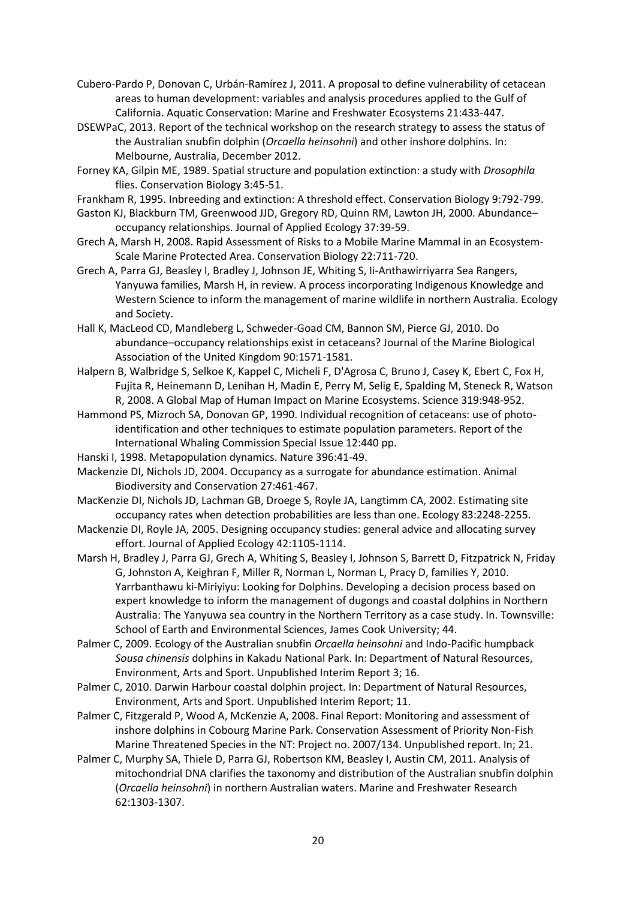Cubero-Pardo P, Donovan C, Urbán-Ramírez J, 2011. A proposal to define vulnerability of cetacean areas to human development: variables and analysis procedures applied to the Gulf of California. Aquatic Conservation: Marine and Freshwater Ecosystems 21:433-447.

DSEWPaC, 2013. Report of the technical workshop on the research strategy to assess the status of the Australian snubfin dolphin (*Orcaella heinsohni*) and other inshore dolphins. In: Melbourne, Australia, December 2012.

Forney KA, Gilpin ME, 1989. Spatial structure and population extinction: a study with *Drosophila* flies. Conservation Biology 3:45-51.

Frankham R, 1995. Inbreeding and extinction: A threshold effect. Conservation Biology 9:792-799.

Gaston KJ, Blackburn TM, Greenwood JJD, Gregory RD, Quinn RM, Lawton JH, 2000. Abundance–occupancy relationships. Journal of Applied Ecology 37:39-59.

Grech A, Marsh H, 2008. Rapid Assessment of Risks to a Mobile Marine Mammal in an Ecosystem-Scale Marine Protected Area. Conservation Biology 22:711-720.

Grech A, Parra GJ, Beasley I, Bradley J, Johnson JE, Whiting S, Ii-Anthawirriyarra Sea Rangers, Yanyuwa families, Marsh H, in review. A process incorporating Indigenous Knowledge and Western Science to inform the management of marine wildlife in northern Australia. Ecology and Society.

Hall K, MacLeod CD, Mandleberg L, Schweder-Goad CM, Bannon SM, Pierce GJ, 2010. Do abundance–occupancy relationships exist in cetaceans? Journal of the Marine Biological Association of the United Kingdom 90:1571-1581.

Halpern B, Walbridge S, Selkoe K, Kappel C, Micheli F, D'Agrosa C, Bruno J, Casey K, Ebert C, Fox H, Fujita R, Heinemann D, Lenihan H, Madin E, Perry M, Selig E, Spalding M, Steneck R, Watson R, 2008. A Global Map of Human Impact on Marine Ecosystems. Science 319:948-952.

Hammond PS, Mizroch SA, Donovan GP, 1990. Individual recognition of cetaceans: use of photo-identification and other techniques to estimate population parameters. Report of the International Whaling Commission Special Issue 12:440 pp.

Hanski I, 1998. Metapopulation dynamics. Nature 396:41-49.

Mackenzie DI, Nichols JD, 2004. Occupancy as a surrogate for abundance estimation. Animal Biodiversity and Conservation 27:461-467.

MacKenzie DI, Nichols JD, Lachman GB, Droege S, Royle JA, Langtimm CA, 2002. Estimating site occupancy rates when detection probabilities are less than one. Ecology 83:2248-2255.

Mackenzie DI, Royle JA, 2005. Designing occupancy studies: general advice and allocating survey effort. Journal of Applied Ecology 42:1105-1114.

Marsh H, Bradley J, Parra GJ, Grech A, Whiting S, Beasley I, Johnson S, Barrett D, Fitzpatrick N, Friday G, Johnston A, Keighran F, Miller R, Norman L, Norman L, Pracy D, families Y, 2010. Yarrbanthawu ki-Miriyiyu: Looking for Dolphins. Developing a decision process based on expert knowledge to inform the management of dugongs and coastal dolphins in Northern Australia: The Yanyuwa sea country in the Northern Territory as a case study. In. Townsville: School of Earth and Environmental Sciences, James Cook University; 44.

Palmer C, 2009. Ecology of the Australian snubfin *Orcaella heinsohni* and Indo-Pacific humpback *Sousa chinensis* dolphins in Kakadu National Park. In: Department of Natural Resources, Environment, Arts and Sport. Unpublished Interim Report 3; 16.

Palmer C, 2010. Darwin Harbour coastal dolphin project. In: Department of Natural Resources, Environment, Arts and Sport. Unpublished Interim Report; 11.

Palmer C, Fitzgerald P, Wood A, McKenzie A, 2008. Final Report: Monitoring and assessment of inshore dolphins in Cobourg Marine Park. Conservation Assessment of Priority Non-Fish Marine Threatened Species in the NT: Project no. 2007/134. Unpublished report. In; 21.

Palmer C, Murphy SA, Thiele D, Parra GJ, Robertson KM, Beasley I, Austin CM, 2011. Analysis of mitochondrial DNA clarifies the taxonomy and distribution of the Australian snubfin dolphin (*Orcaella heinsohni*) in northern Australian waters. Marine and Freshwater Research 62:1303-1307.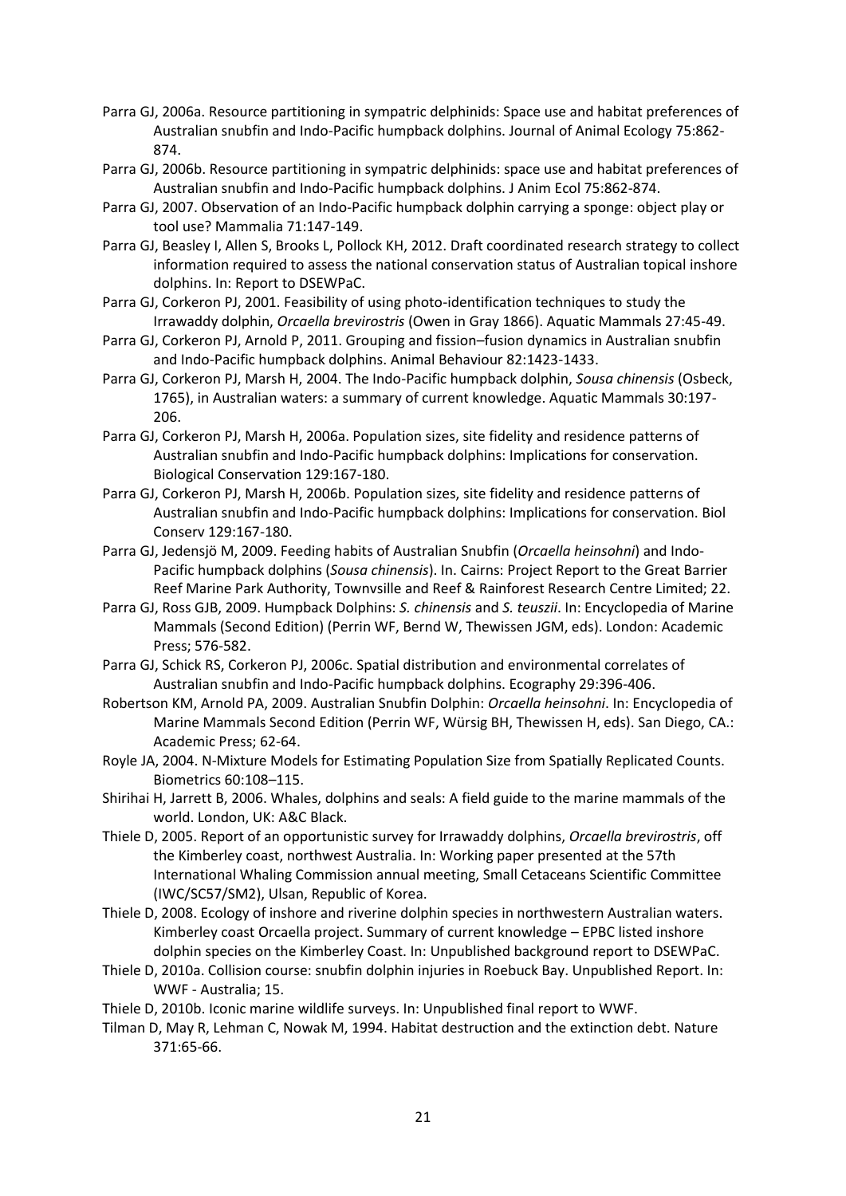Parra GJ, 2006a. Resource partitioning in sympatric delphinids: Space use and habitat preferences of Australian snubfin and Indo-Pacific humpback dolphins. Journal of Animal Ecology 75:862-874.

Parra GJ, 2006b. Resource partitioning in sympatric delphinids: space use and habitat preferences of Australian snubfin and Indo-Pacific humpback dolphins. J Anim Ecol 75:862-874.

Parra GJ, 2007. Observation of an Indo-Pacific humpback dolphin carrying a sponge: object play or tool use? Mammalia 71:147-149.

Parra GJ, Beasley I, Allen S, Brooks L, Pollock KH, 2012. Draft coordinated research strategy to collect information required to assess the national conservation status of Australian topical inshore dolphins. In: Report to DSEWPaC.

Parra GJ, Corkeron PJ, 2001. Feasibility of using photo-identification techniques to study the Irrawaddy dolphin, *Orcaella brevirostris* (Owen in Gray 1866). Aquatic Mammals 27:45-49.

Parra GJ, Corkeron PJ, Arnold P, 2011. Grouping and fission–fusion dynamics in Australian snubfin and Indo-Pacific humpback dolphins. Animal Behaviour 82:1423-1433.

Parra GJ, Corkeron PJ, Marsh H, 2004. The Indo-Pacific humpback dolphin, *Sousa chinensis* (Osbeck, 1765), in Australian waters: a summary of current knowledge. Aquatic Mammals 30:197-206.

Parra GJ, Corkeron PJ, Marsh H, 2006a. Population sizes, site fidelity and residence patterns of Australian snubfin and Indo-Pacific humpback dolphins: Implications for conservation. Biological Conservation 129:167-180.

Parra GJ, Corkeron PJ, Marsh H, 2006b. Population sizes, site fidelity and residence patterns of Australian snubfin and Indo-Pacific humpback dolphins: Implications for conservation. Biol Conserv 129:167-180.

Parra GJ, Jedensjö M, 2009. Feeding habits of Australian Snubfin (*Orcaella heinsohni*) and Indo-Pacific humpback dolphins (*Sousa chinensis*). In. Cairns: Project Report to the Great Barrier Reef Marine Park Authority, Townsville and Reef & Rainforest Research Centre Limited; 22.

Parra GJ, Ross GJB, 2009. Humpback Dolphins: *S. chinensis* and *S. teuszii*. In: Encyclopedia of Marine Mammals (Second Edition) (Perrin WF, Bernd W, Thewissen JGM, eds). London: Academic Press; 576-582.

Parra GJ, Schick RS, Corkeron PJ, 2006c. Spatial distribution and environmental correlates of Australian snubfin and Indo-Pacific humpback dolphins. Ecography 29:396-406.

Robertson KM, Arnold PA, 2009. Australian Snubfin Dolphin: *Orcaella heinsohni*. In: Encyclopedia of Marine Mammals Second Edition (Perrin WF, Würsig BH, Thewissen H, eds). San Diego, CA.: Academic Press; 62-64.

Royle JA, 2004. N-Mixture Models for Estimating Population Size from Spatially Replicated Counts. Biometrics 60:108–115.

Shirihai H, Jarrett B, 2006. Whales, dolphins and seals: A field guide to the marine mammals of the world. London, UK: A&C Black.

Thiele D, 2005. Report of an opportunistic survey for Irrawaddy dolphins, *Orcaella brevirostris*, off the Kimberley coast, northwest Australia. In: Working paper presented at the 57th International Whaling Commission annual meeting, Small Cetaceans Scientific Committee (IWC/SC57/SM2), Ulsan, Republic of Korea.

Thiele D, 2008. Ecology of inshore and riverine dolphin species in northwestern Australian waters. Kimberley coast Orcaella project. Summary of current knowledge – EPBC listed inshore dolphin species on the Kimberley Coast. In: Unpublished background report to DSEWPaC.

Thiele D, 2010a. Collision course: snubfin dolphin injuries in Roebuck Bay. Unpublished Report. In: WWF - Australia; 15.

Thiele D, 2010b. Iconic marine wildlife surveys. In: Unpublished final report to WWF.

Tilman D, May R, Lehman C, Nowak M, 1994. Habitat destruction and the extinction debt. Nature 371:65-66.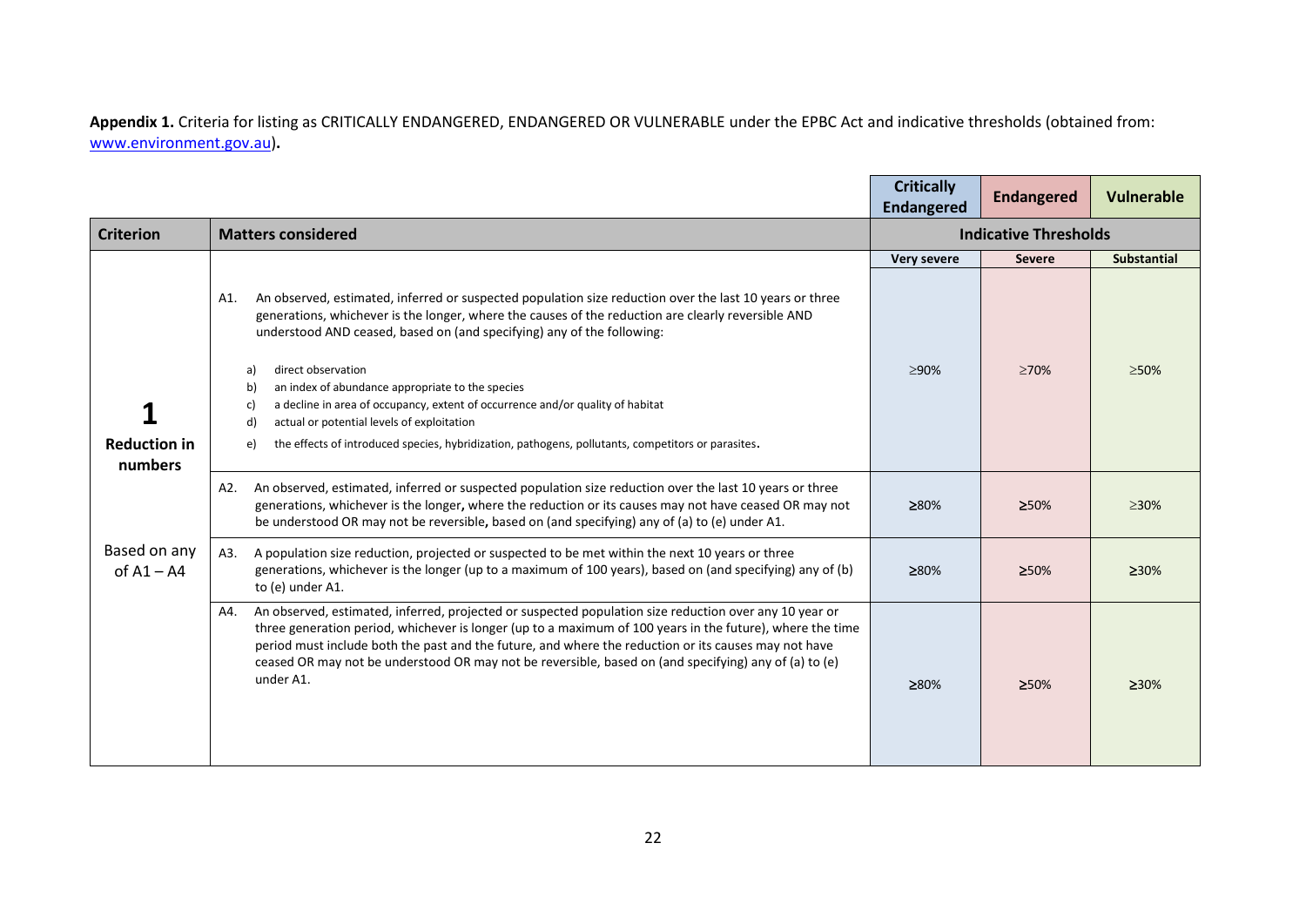**Appendix 1.** Criteria for listing as CRITICALLY ENDANGERED, ENDANGERED OR VULNERABLE under the EPBC Act and indicative thresholds (obtained from: www.environment.gov.au)**.**

| | | Critically Endangered | Endangered | Vulnerable |
|---|---|---|---|---|
| **Criterion** | **Matters considered** | **Indicative Thresholds** | | |
| | | **Very severe** | **Severe** | **Substantial** |
| **1** **Reduction in numbers** Based on any of A1 – A4 | A1. An observed, estimated, inferred or suspected population size reduction over the last 10 years or three generations, whichever is the longer, where the causes of the reduction are clearly reversible AND understood AND ceased, based on (and specifying) any of the following: a) direct observation b) an index of abundance appropriate to the species c) a decline in area of occupancy, extent of occurrence and/or quality of habitat d) actual or potential levels of exploitation e) the effects of introduced species, hybridization, pathogens, pollutants, competitors or parasites. | ≥90% | ≥70% | ≥50% |
| | A2. An observed, estimated, inferred or suspected population size reduction over the last 10 years or three generations, whichever is the longer, where the reduction or its causes may not have ceased OR may not be understood OR may not be reversible, based on (and specifying) any of (a) to (e) under A1. | ≥80% | ≥50% | ≥30% |
| | A3. A population size reduction, projected or suspected to be met within the next 10 years or three generations, whichever is the longer (up to a maximum of 100 years), based on (and specifying) any of (b) to (e) under A1. | ≥80% | ≥50% | ≥30% |
| | A4. An observed, estimated, inferred, projected or suspected population size reduction over any 10 year or three generation period, whichever is longer (up to a maximum of 100 years in the future), where the time period must include both the past and the future, and where the reduction or its causes may not have ceased OR may not be understood OR may not be reversible, based on (and specifying) any of (a) to (e) under A1. | ≥80% | ≥50% | ≥30% |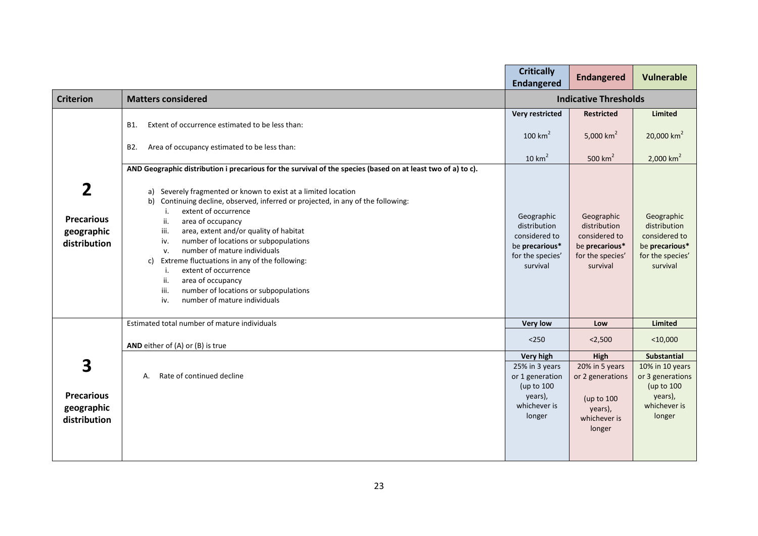| | | Critically Endangered | Endangered | Vulnerable |
|---|---|---|---|---|
| **Criterion** | **Matters considered** | **Indicative Thresholds** | | |
| **2** **Precarious geographic distribution** | | **Very restricted** | **Restricted** | **Limited** |
| | B1. Extent of occurrence estimated to be less than: | 100 km$^2$ | 5,000 km$^2$ | 20,000 km$^2$ |
| | B2. Area of occupancy estimated to be less than: | 10 km$^2$ | 500 km$^2$ | 2,000 km$^2$ |
| | **AND Geographic distribution i precarious for the survival of the species (based on at least two of a) to c).** <br><br> a) Severely fragmented or known to exist at a limited location <br> b) Continuing decline, observed, inferred or projected, in any of the following: <br> i. extent of occurrence <br> ii. area of occupancy <br> iii. area, extent and/or quality of habitat <br> iv. number of locations or subpopulations <br> v. number of mature individuals <br> c) Extreme fluctuations in any of the following: <br> i. extent of occurrence <br> ii. area of occupancy <br> iii. number of locations or subpopulations <br> iv. number of mature individuals | Geographic distribution considered to be **precarious*** for the species' survival | Geographic distribution considered to be **precarious*** for the species' survival | Geographic distribution considered to be **precarious*** for the species' survival |
| **3** **Precarious geographic distribution** | Estimated total number of mature individuals | **Very low** | **Low** | **Limited** |
| | **AND** either of (A) or (B) is true | <250 | <2,500 | <10,000 |
| | | **Very high** | **High** | **Substantial** |
| | A. Rate of continued decline | 25% in 3 years or 1 generation (up to 100 years), whichever is longer | 20% in 5 years or 2 generations (up to 100 years), whichever is longer | 10% in 10 years or 3 generations (up to 100 years), whichever is longer |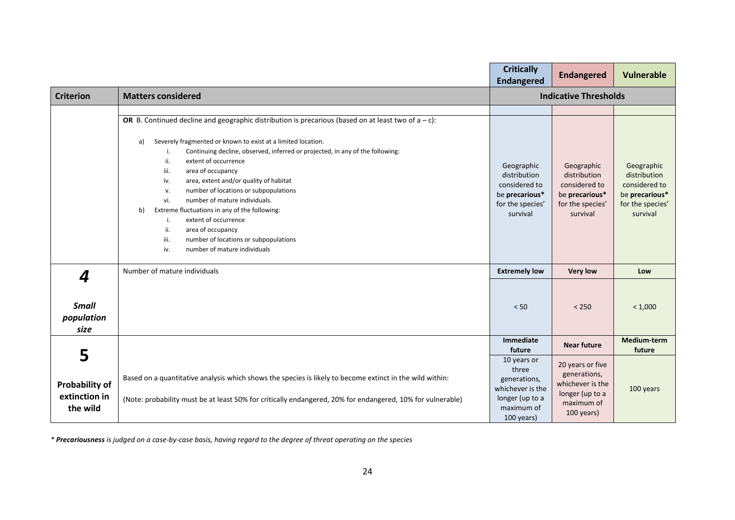| | | Critically Endangered | Endangered | Vulnerable |
|---|---|---|---|---|
| **Criterion** | **Matters considered** | **Indicative Thresholds** | | |
| | | | | |
| | **OR** B. Continued decline and geographic distribution is precarious (based on at least two of a – c):<br><br>a) Severely fragmented or known to exist at a limited location.<br>i. Continuing decline, observed, inferred or projected, in any of the following:<br>ii. extent of occurrence<br>iii. area of occupancy<br>iv. area, extent and/or quality of habitat<br>v. number of locations or subpopulations<br>vi. number of mature individuals.<br>b) Extreme fluctuations in any of the following:<br>i. extent of occurrence<br>ii. area of occupancy<br>iii. number of locations or subpopulations<br>iv. number of mature individuals | Geographic distribution considered to be **precarious*** for the species' survival | Geographic distribution considered to be **precarious*** for the species' survival | Geographic distribution considered to be **precarious*** for the species' survival |
| ***4***<br><br>***Small population size*** | Number of mature individuals | **Extremely low** | **Very low** | **Low** |
| | | < 50 | < 250 | < 1,000 |
| **5**<br><br>**Probability of extinction in the wild** | | **Immediate future** | **Near future** | **Medium-term future** |
| | Based on a quantitative analysis which shows the species is likely to become extinct in the wild within:<br><br>(Note: probability must be at least 50% for critically endangered, 20% for endangered, 10% for vulnerable) | 10 years or three generations, whichever is the longer (up to a maximum of 100 years) | 20 years or five generations, whichever is the longer (up to a maximum of 100 years) | 100 years |

*\* **Precariousness** is judged on a case-by-case basis, having regard to the degree of threat operating on the species*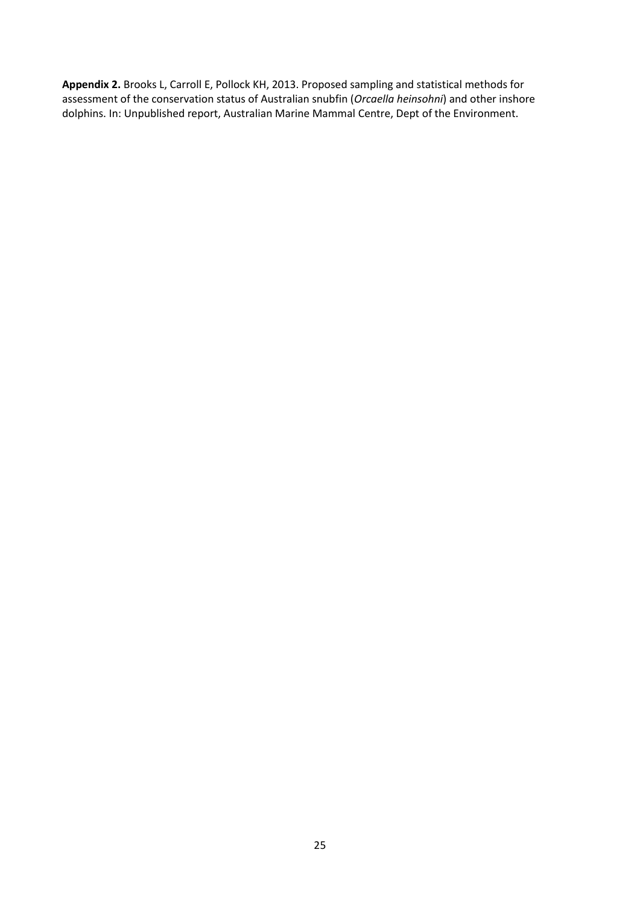**Appendix 2.** Brooks L, Carroll E, Pollock KH, 2013. Proposed sampling and statistical methods for assessment of the conservation status of Australian snubfin (*Orcaella heinsohni*) and other inshore dolphins. In: Unpublished report, Australian Marine Mammal Centre, Dept of the Environment.